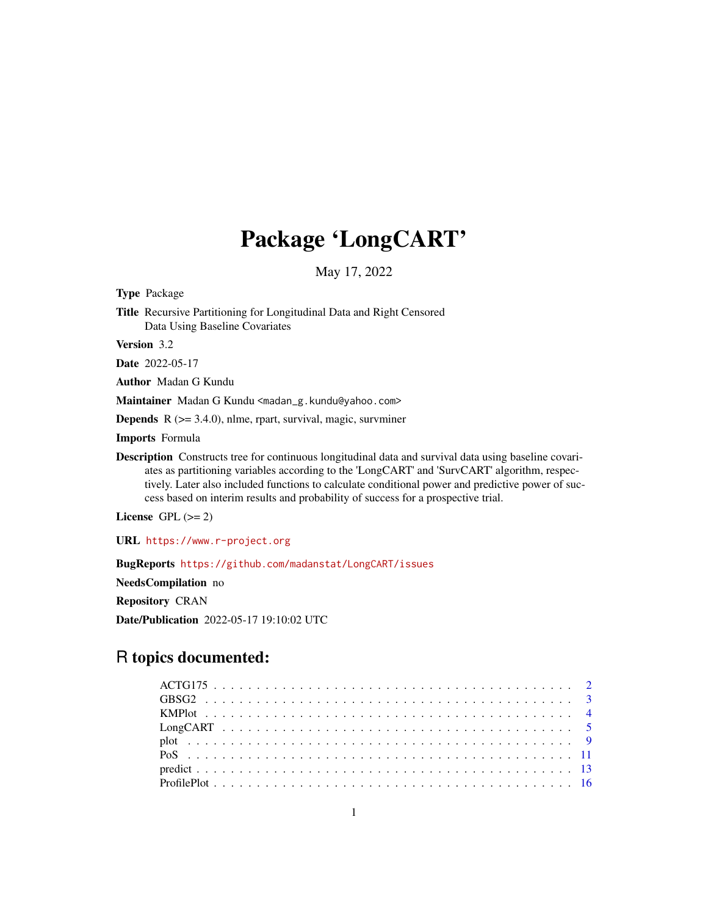# Package 'LongCART'

May 17, 2022

**Type** Package

**Title** Recursive Partitioning for Longitudinal Data and Right Censored Data Using Baseline Covariates

**Version** 3.2

**Date** 2022-05-17

**Author** Madan G Kundu

**Maintainer** Madan G Kundu <madan_g.kundu@yahoo.com>

**Depends** R (>= 3.4.0), nlme, rpart, survival, magic, survminer

**Imports** Formula

**Description** Constructs tree for continuous longitudinal data and survival data using baseline covariates as partitioning variables according to the 'LongCART' and 'SurvCART' algorithm, respectively. Later also included functions to calculate conditional power and predictive power of success based on interim results and probability of success for a prospective trial.

**License** GPL (>= 2)

**URL** https://www.r-project.org

**BugReports** https://github.com/madanstat/LongCART/issues

**NeedsCompilation** no

**Repository** CRAN

**Date/Publication** 2022-05-17 19:10:02 UTC

## R topics documented:

- ACTG175 . . . . . . . . . . 2
- GBSG2 . . . . . . . . . . 3
- KMPlot . . . . . . . . . . 4
- LongCART . . . . . . . . . . 5
- plot . . . . . . . . . . 9
- PoS . . . . . . . . . . 11
- predict . . . . . . . . . . 13
- ProfilePlot . . . . . . . . . . 16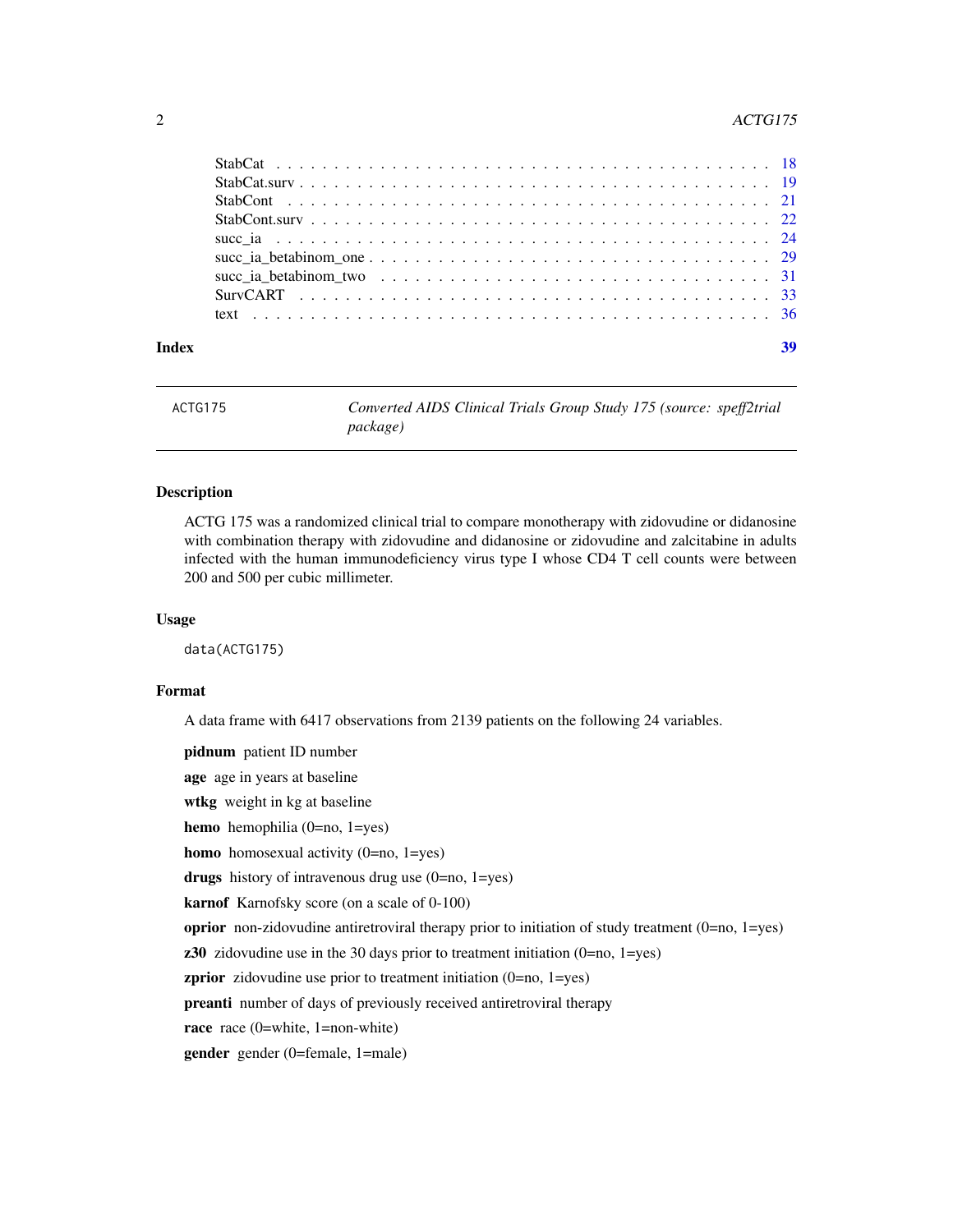StabCat . . . . . . . . . . . . . . . . . . . . . . . . . . . . . . . . . . . . . . . . . . 18
StabCat.surv . . . . . . . . . . . . . . . . . . . . . . . . . . . . . . . . . . . . . . . . 19
StabCont . . . . . . . . . . . . . . . . . . . . . . . . . . . . . . . . . . . . . . . . . . 21
StabCont.surv . . . . . . . . . . . . . . . . . . . . . . . . . . . . . . . . . . . . . . . 22
succ_ia . . . . . . . . . . . . . . . . . . . . . . . . . . . . . . . . . . . . . . . . . . 24
succ_ia_betabinom_one . . . . . . . . . . . . . . . . . . . . . . . . . . . . . . . . . . 29
succ_ia_betabinom_two . . . . . . . . . . . . . . . . . . . . . . . . . . . . . . . . . . 31
SurvCART . . . . . . . . . . . . . . . . . . . . . . . . . . . . . . . . . . . . . . . . . 33
text . . . . . . . . . . . . . . . . . . . . . . . . . . . . . . . . . . . . . . . . . . . . 36

**Index** **39**

---

ACTG175 *Converted AIDS Clinical Trials Group Study 175 (source: speff2trial package)*

---

### Description

ACTG 175 was a randomized clinical trial to compare monotherapy with zidovudine or didanosine with combination therapy with zidovudine and didanosine or zidovudine and zalcitabine in adults infected with the human immunodeficiency virus type I whose CD4 T cell counts were between 200 and 500 per cubic millimeter.

### Usage

```
data(ACTG175)
```

### Format

A data frame with 6417 observations from 2139 patients on the following 24 variables.

**pidnum** patient ID number

**age** age in years at baseline

**wtkg** weight in kg at baseline

**hemo** hemophilia (0=no, 1=yes)

**homo** homosexual activity (0=no, 1=yes)

**drugs** history of intravenous drug use (0=no, 1=yes)

**karnof** Karnofsky score (on a scale of 0-100)

**oprior** non-zidovudine antiretroviral therapy prior to initiation of study treatment (0=no, 1=yes)

**z30** zidovudine use in the 30 days prior to treatment initiation (0=no, 1=yes)

**zprior** zidovudine use prior to treatment initiation (0=no, 1=yes)

**preanti** number of days of previously received antiretroviral therapy

**race** race (0=white, 1=non-white)

**gender** gender (0=female, 1=male)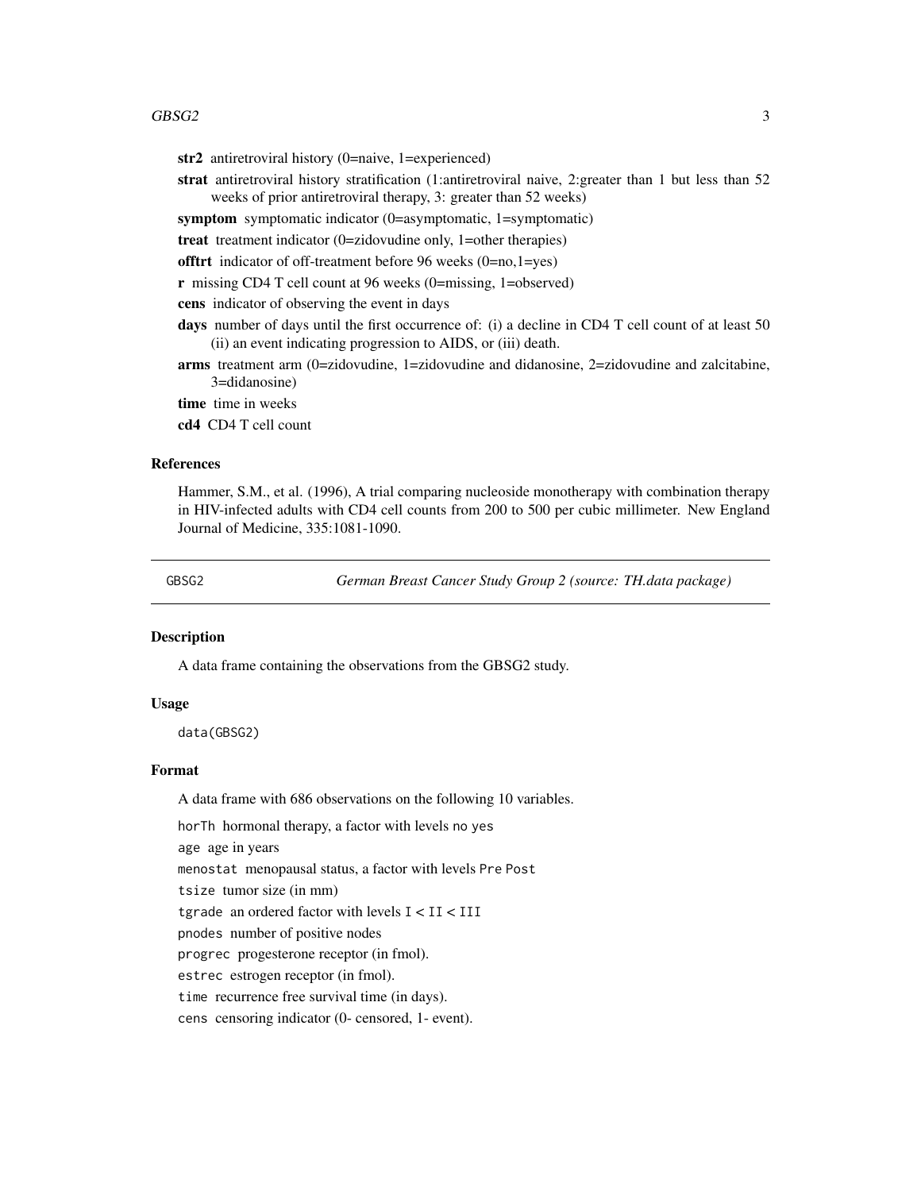**str2** antiretroviral history (0=naive, 1=experienced)

**strat** antiretroviral history stratification (1:antiretroviral naive, 2:greater than 1 but less than 52 weeks of prior antiretroviral therapy, 3: greater than 52 weeks)

**symptom** symptomatic indicator (0=asymptomatic, 1=symptomatic)

**treat** treatment indicator (0=zidovudine only, 1=other therapies)

**offtrt** indicator of off-treatment before 96 weeks (0=no,1=yes)

**r** missing CD4 T cell count at 96 weeks (0=missing, 1=observed)

**cens** indicator of observing the event in days

**days** number of days until the first occurrence of: (i) a decline in CD4 T cell count of at least 50 (ii) an event indicating progression to AIDS, or (iii) death.

**arms** treatment arm (0=zidovudine, 1=zidovudine and didanosine, 2=zidovudine and zalcitabine, 3=didanosine)

**time** time in weeks

**cd4** CD4 T cell count

### References

Hammer, S.M., et al. (1996), A trial comparing nucleoside monotherapy with combination therapy in HIV-infected adults with CD4 cell counts from 200 to 500 per cubic millimeter. New England Journal of Medicine, 335:1081-1090.

---

## GBSG2 — *German Breast Cancer Study Group 2 (source: TH.data package)*

### Description

A data frame containing the observations from the GBSG2 study.

### Usage

```
data(GBSG2)
```

### Format

A data frame with 686 observations on the following 10 variables.

`horTh` hormonal therapy, a factor with levels `no` `yes`

`age` age in years

`menostat` menopausal status, a factor with levels `Pre` `Post`

`tsize` tumor size (in mm)

`tgrade` an ordered factor with levels `I < II < III`

`pnodes` number of positive nodes

`progrec` progesterone receptor (in fmol).

`estrec` estrogen receptor (in fmol).

`time` recurrence free survival time (in days).

`cens` censoring indicator (0- censored, 1- event).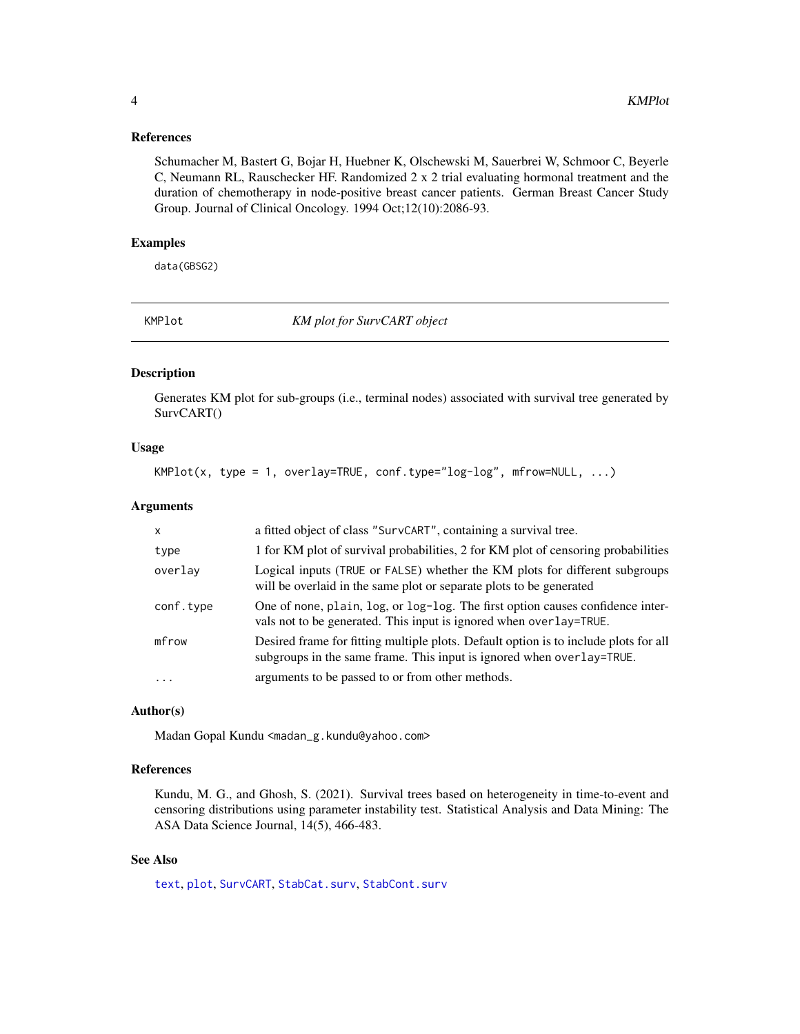### References

Schumacher M, Bastert G, Bojar H, Huebner K, Olschewski M, Sauerbrei W, Schmoor C, Beyerle C, Neumann RL, Rauschecker HF. Randomized 2 x 2 trial evaluating hormonal treatment and the duration of chemotherapy in node-positive breast cancer patients. German Breast Cancer Study Group. Journal of Clinical Oncology. 1994 Oct;12(10):2086-93.

### Examples

```
data(GBSG2)
```

---

## KMPlot — *KM plot for SurvCART object*

---

### Description

Generates KM plot for sub-groups (i.e., terminal nodes) associated with survival tree generated by SurvCART()

### Usage

```
KMPlot(x, type = 1, overlay=TRUE, conf.type="log-log", mfrow=NULL, ...)
```

### Arguments

| Argument | Description |
|---|---|
| `x` | a fitted object of class `"SurvCART"`, containing a survival tree. |
| `type` | 1 for KM plot of survival probabilities, 2 for KM plot of censoring probabilities |
| `overlay` | Logical inputs (`TRUE` or `FALSE`) whether the KM plots for different subgroups will be overlaid in the same plot or separate plots to be generated |
| `conf.type` | One of `none`, `plain`, `log`, or `log-log`. The first option causes confidence intervals not to be generated. This input is ignored when `overlay=TRUE`. |
| `mfrow` | Desired frame for fitting multiple plots. Default option is to include plots for all subgroups in the same frame. This input is ignored when `overlay=TRUE`. |
| `...` | arguments to be passed to or from other methods. |

### Author(s)

Madan Gopal Kundu <madan_g.kundu@yahoo.com>

### References

Kundu, M. G., and Ghosh, S. (2021). Survival trees based on heterogeneity in time-to-event and censoring distributions using parameter instability test. Statistical Analysis and Data Mining: The ASA Data Science Journal, 14(5), 466-483.

### See Also

`text`, `plot`, `SurvCART`, `StabCat.surv`, `StabCont.surv`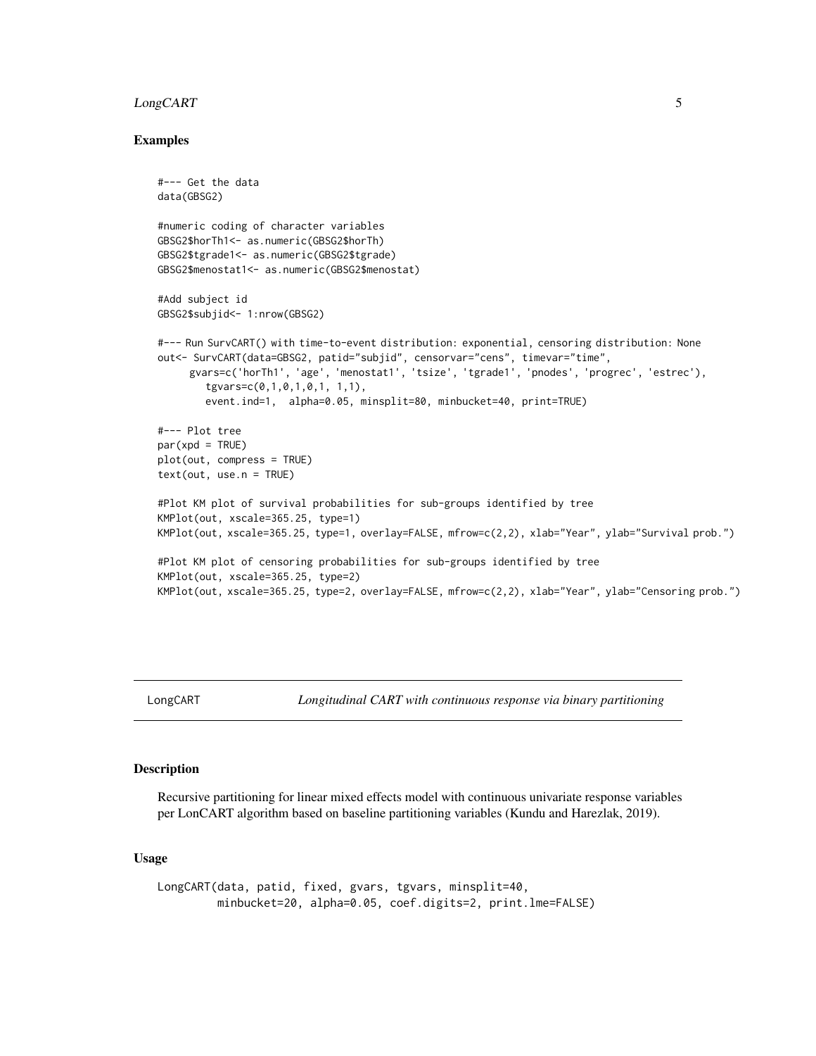## Examples

```
#--- Get the data
data(GBSG2)

#numeric coding of character variables
GBSG2$horTh1<- as.numeric(GBSG2$horTh)
GBSG2$tgrade1<- as.numeric(GBSG2$tgrade)
GBSG2$menostat1<- as.numeric(GBSG2$menostat)

#Add subject id
GBSG2$subjid<- 1:nrow(GBSG2)

#--- Run SurvCART() with time-to-event distribution: exponential, censoring distribution: None
out<- SurvCART(data=GBSG2, patid="subjid", censorvar="cens", timevar="time",
      gvars=c('horTh1', 'age', 'menostat1', 'tsize', 'tgrade1', 'pnodes', 'progrec', 'estrec'),
         tgvars=c(0,1,0,1,0,1, 1,1),
         event.ind=1,  alpha=0.05, minsplit=80, minbucket=40, print=TRUE)

#--- Plot tree
par(xpd = TRUE)
plot(out, compress = TRUE)
text(out, use.n = TRUE)

#Plot KM plot of survival probabilities for sub-groups identified by tree
KMPlot(out, xscale=365.25, type=1)
KMPlot(out, xscale=365.25, type=1, overlay=FALSE, mfrow=c(2,2), xlab="Year", ylab="Survival prob.")

#Plot KM plot of censoring probabilities for sub-groups identified by tree
KMPlot(out, xscale=365.25, type=2)
KMPlot(out, xscale=365.25, type=2, overlay=FALSE, mfrow=c(2,2), xlab="Year", ylab="Censoring prob.")
```

---

LongCART *Longitudinal CART with continuous response via binary partitioning*

---

## Description

Recursive partitioning for linear mixed effects model with continuous univariate response variables per LonCART algorithm based on baseline partitioning variables (Kundu and Harezlak, 2019).

## Usage

```
LongCART(data, patid, fixed, gvars, tgvars, minsplit=40,
         minbucket=20, alpha=0.05, coef.digits=2, print.lme=FALSE)
```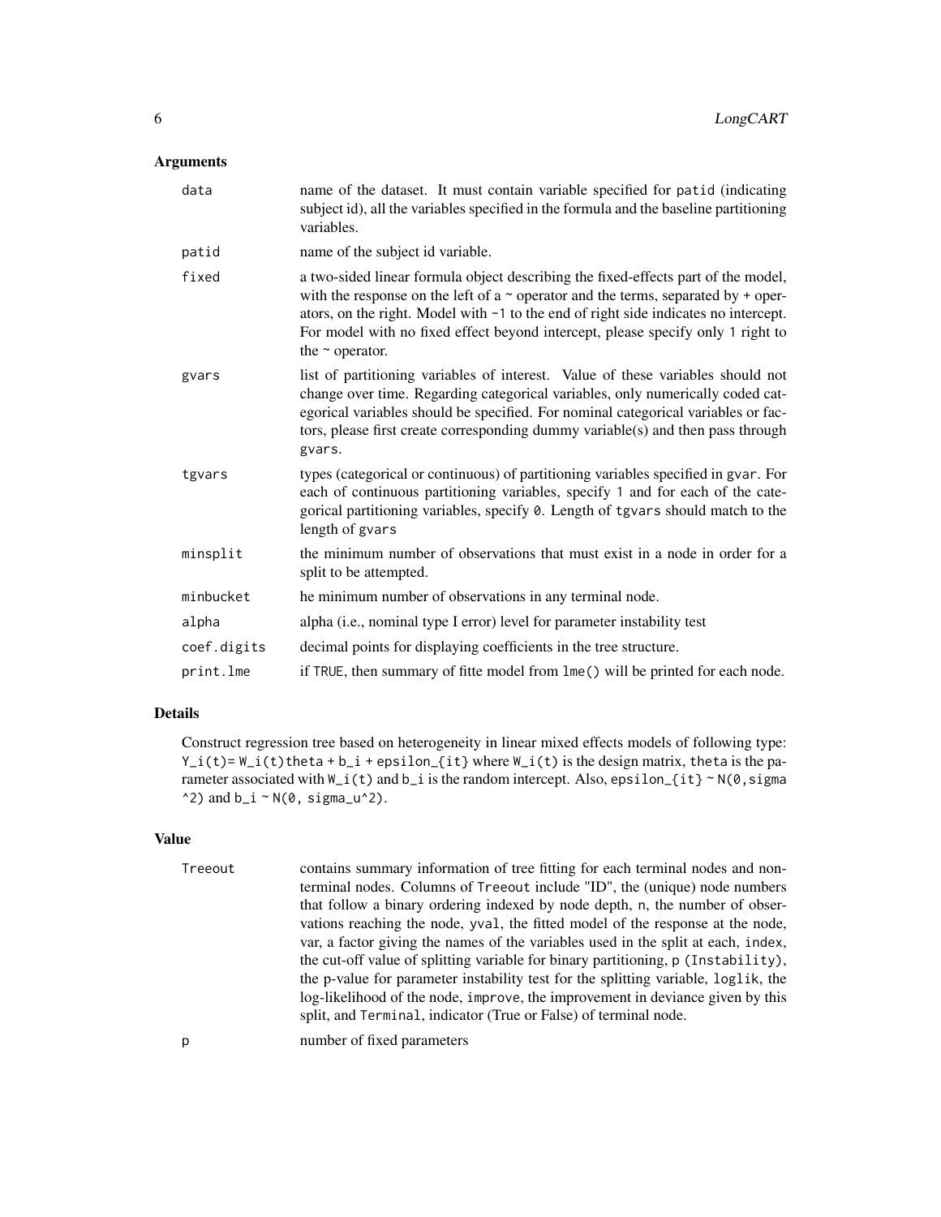### Arguments

| | |
|---|---|
| `data` | name of the dataset. It must contain variable specified for `patid` (indicating subject id), all the variables specified in the formula and the baseline partitioning variables. |
| `patid` | name of the subject id variable. |
| `fixed` | a two-sided linear formula object describing the fixed-effects part of the model, with the response on the left of a ~ operator and the terms, separated by + operators, on the right. Model with `-1` to the end of right side indicates no intercept. For model with no fixed effect beyond intercept, please specify only `1` right to the ~ operator. |
| `gvars` | list of partitioning variables of interest. Value of these variables should not change over time. Regarding categorical variables, only numerically coded categorical variables should be specified. For nominal categorical variables or factors, please first create corresponding dummy variable(s) and then pass through `gvars`. |
| `tgvars` | types (categorical or continuous) of partitioning variables specified in `gvar`. For each of continuous partitioning variables, specify `1` and for each of the categorical partitioning variables, specify `0`. Length of `tgvars` should match to the length of `gvars` |
| `minsplit` | the minimum number of observations that must exist in a node in order for a split to be attempted. |
| `minbucket` | he minimum number of observations in any terminal node. |
| `alpha` | alpha (i.e., nominal type I error) level for parameter instability test |
| `coef.digits` | decimal points for displaying coefficients in the tree structure. |
| `print.lme` | if `TRUE`, then summary of fitte model from `lme()` will be printed for each node. |

### Details

Construct regression tree based on heterogeneity in linear mixed effects models of following type: `Y_i(t)= W_i(t)theta + b_i + epsilon_{it}` where `W_i(t)` is the design matrix, `theta` is the parameter associated with `W_i(t)` and `b_i` is the random intercept. Also, `epsilon_{it} ~ N(0,sigma^2)` and `b_i ~ N(0, sigma_u^2)`.

### Value

| | |
|---|---|
| `Treeout` | contains summary information of tree fitting for each terminal nodes and non-terminal nodes. Columns of `Treeout` include "ID", the (unique) node numbers that follow a binary ordering indexed by node depth, `n`, the number of observations reaching the node, `yval`, the fitted model of the response at the node, var, a factor giving the names of the variables used in the split at each, `index`, the cut-off value of splitting variable for binary partitioning, `p (Instability)`, the p-value for parameter instability test for the splitting variable, `loglik`, the log-likelihood of the node, `improve`, the improvement in deviance given by this split, and `Terminal`, indicator (True or False) of terminal node. |
| `p` | number of fixed parameters |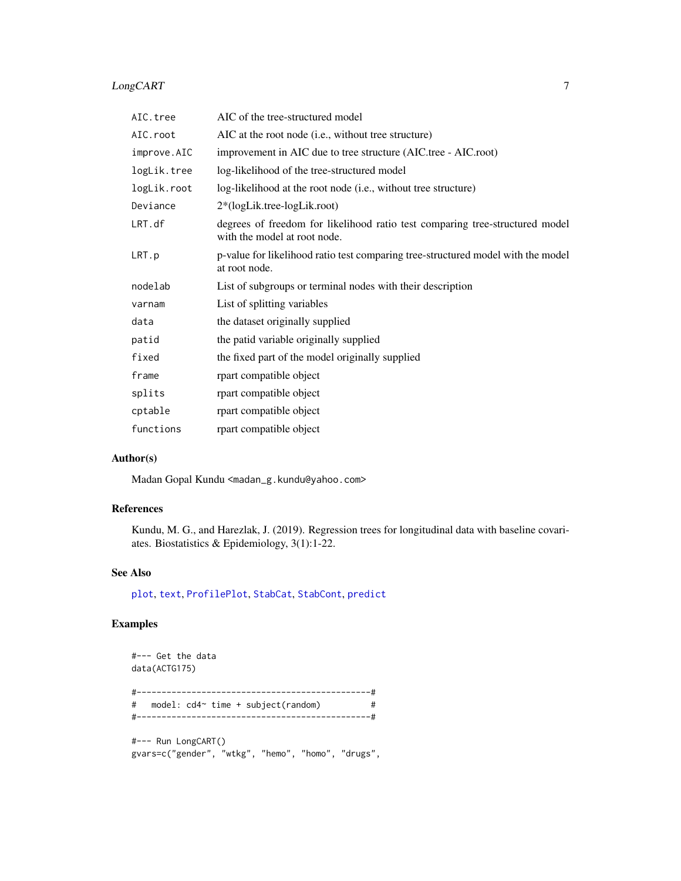| | |
|---|---|
| AIC.tree | AIC of the tree-structured model |
| AIC.root | AIC at the root node (i.e., without tree structure) |
| improve.AIC | improvement in AIC due to tree structure (AIC.tree - AIC.root) |
| logLik.tree | log-likelihood of the tree-structured model |
| logLik.root | log-likelihood at the root node (i.e., without tree structure) |
| Deviance | 2*(logLik.tree-logLik.root) |
| LRT.df | degrees of freedom for likelihood ratio test comparing tree-structured model with the model at root node. |
| LRT.p | p-value for likelihood ratio test comparing tree-structured model with the model at root node. |
| nodelab | List of subgroups or terminal nodes with their description |
| varnam | List of splitting variables |
| data | the dataset originally supplied |
| patid | the patid variable originally supplied |
| fixed | the fixed part of the model originally supplied |
| frame | rpart compatible object |
| splits | rpart compatible object |
| cptable | rpart compatible object |
| functions | rpart compatible object |

## Author(s)

Madan Gopal Kundu <madan_g.kundu@yahoo.com>

## References

Kundu, M. G., and Harezlak, J. (2019). Regression trees for longitudinal data with baseline covariates. Biostatistics & Epidemiology, 3(1):1-22.

## See Also

plot, text, ProfilePlot, StabCat, StabCont, predict

## Examples

```
#--- Get the data
data(ACTG175)

#----------------------------------------------#
#   model: cd4~ time + subject(random)         #
#----------------------------------------------#

#--- Run LongCART()
gvars=c("gender", "wtkg", "hemo", "homo", "drugs",
```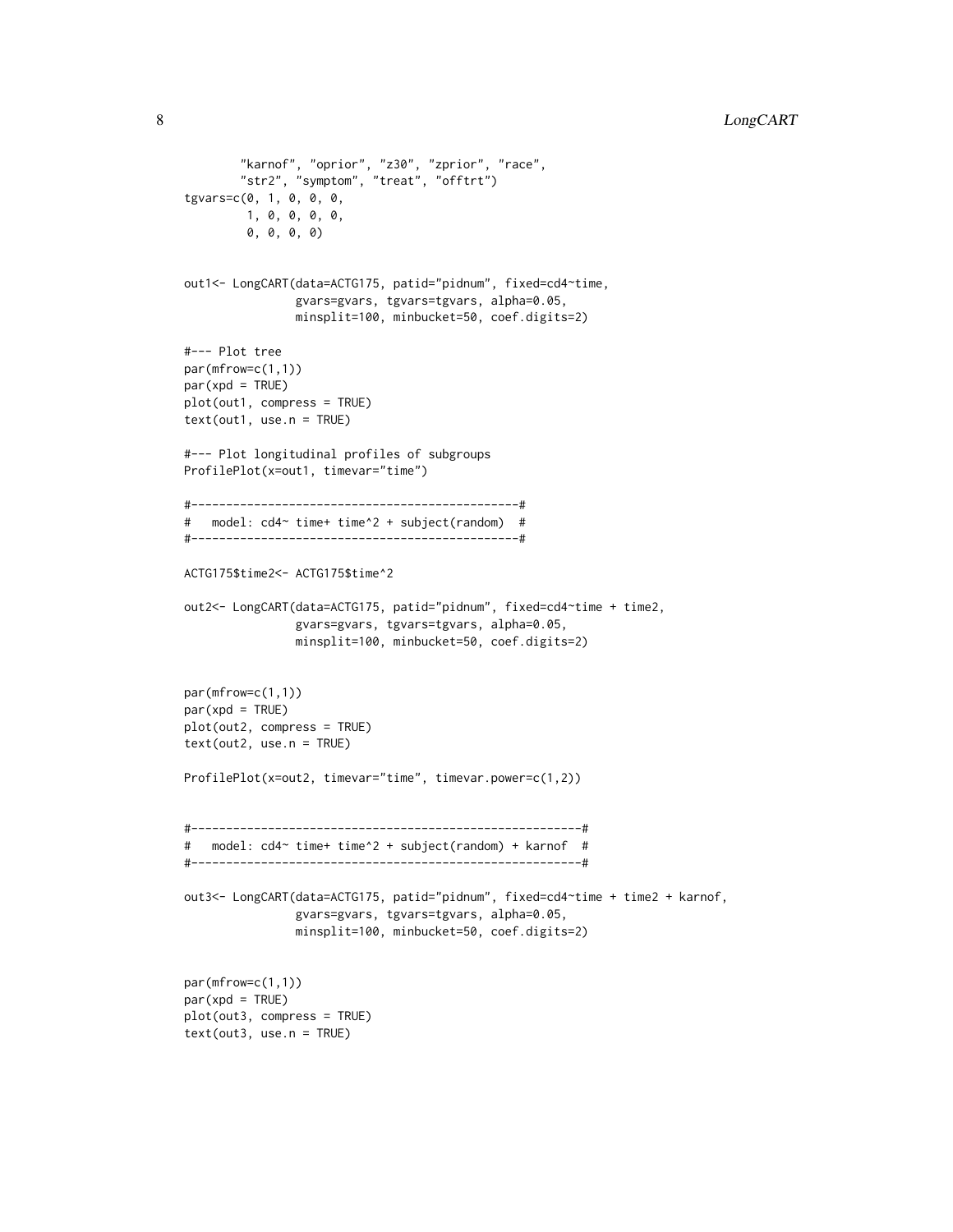```
        "karnof", "oprior", "z30", "zprior", "race",
        "str2", "symptom", "treat", "offtrt")
tgvars=c(0, 1, 0, 0, 0,
         1, 0, 0, 0, 0,
         0, 0, 0, 0)


out1<- LongCART(data=ACTG175, patid="pidnum", fixed=cd4~time,
                gvars=gvars, tgvars=tgvars, alpha=0.05,
                minsplit=100, minbucket=50, coef.digits=2)

#--- Plot tree
par(mfrow=c(1,1))
par(xpd = TRUE)
plot(out1, compress = TRUE)
text(out1, use.n = TRUE)

#--- Plot longitudinal profiles of subgroups
ProfilePlot(x=out1, timevar="time")

#----------------------------------------------#
#   model: cd4~ time+ time^2 + subject(random)  #
#----------------------------------------------#

ACTG175$time2<- ACTG175$time^2

out2<- LongCART(data=ACTG175, patid="pidnum", fixed=cd4~time + time2,
                gvars=gvars, tgvars=tgvars, alpha=0.05,
                minsplit=100, minbucket=50, coef.digits=2)


par(mfrow=c(1,1))
par(xpd = TRUE)
plot(out2, compress = TRUE)
text(out2, use.n = TRUE)

ProfilePlot(x=out2, timevar="time", timevar.power=c(1,2))


#-------------------------------------------------------#
#   model: cd4~ time+ time^2 + subject(random) + karnof  #
#-------------------------------------------------------#

out3<- LongCART(data=ACTG175, patid="pidnum", fixed=cd4~time + time2 + karnof,
                gvars=gvars, tgvars=tgvars, alpha=0.05,
                minsplit=100, minbucket=50, coef.digits=2)


par(mfrow=c(1,1))
par(xpd = TRUE)
plot(out3, compress = TRUE)
text(out3, use.n = TRUE)
```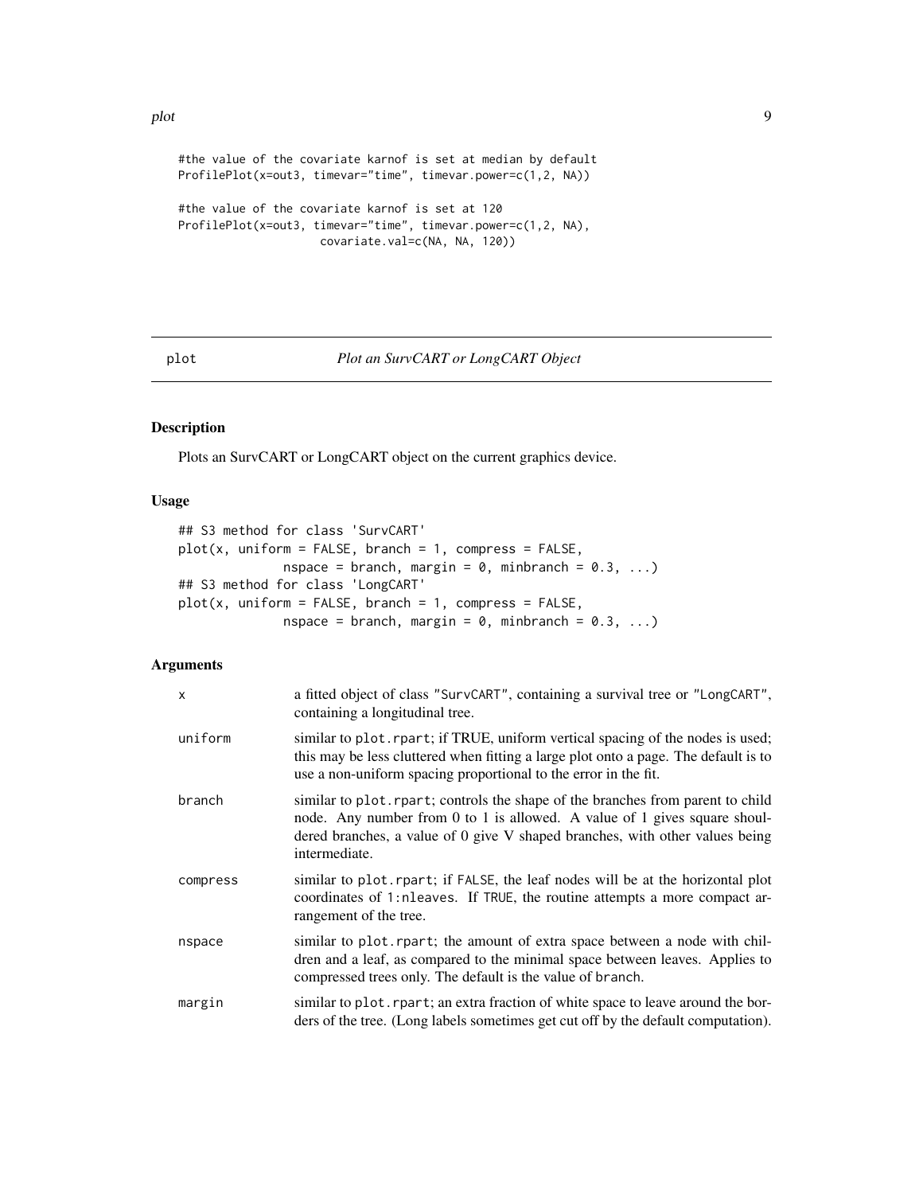```
#the value of the covariate karnof is set at median by default
ProfilePlot(x=out3, timevar="time", timevar.power=c(1,2, NA))

#the value of the covariate karnof is set at 120
ProfilePlot(x=out3, timevar="time", timevar.power=c(1,2, NA),
                    covariate.val=c(NA, NA, 120))
```

---

plot *Plot an SurvCART or LongCART Object*

---

## Description

Plots an SurvCART or LongCART object on the current graphics device.

## Usage

```
## S3 method for class 'SurvCART'
plot(x, uniform = FALSE, branch = 1, compress = FALSE,
             nspace = branch, margin = 0, minbranch = 0.3, ...)
## S3 method for class 'LongCART'
plot(x, uniform = FALSE, branch = 1, compress = FALSE,
             nspace = branch, margin = 0, minbranch = 0.3, ...)
```

## Arguments

| | |
|---|---|
| x | a fitted object of class "SurvCART", containing a survival tree or "LongCART", containing a longitudinal tree. |
| uniform | similar to plot.rpart; if TRUE, uniform vertical spacing of the nodes is used; this may be less cluttered when fitting a large plot onto a page. The default is to use a non-uniform spacing proportional to the error in the fit. |
| branch | similar to plot.rpart; controls the shape of the branches from parent to child node. Any number from 0 to 1 is allowed. A value of 1 gives square shouldered branches, a value of 0 give V shaped branches, with other values being intermediate. |
| compress | similar to plot.rpart; if FALSE, the leaf nodes will be at the horizontal plot coordinates of 1:nleaves. If TRUE, the routine attempts a more compact arrangement of the tree. |
| nspace | similar to plot.rpart; the amount of extra space between a node with children and a leaf, as compared to the minimal space between leaves. Applies to compressed trees only. The default is the value of branch. |
| margin | similar to plot.rpart; an extra fraction of white space to leave around the borders of the tree. (Long labels sometimes get cut off by the default computation). |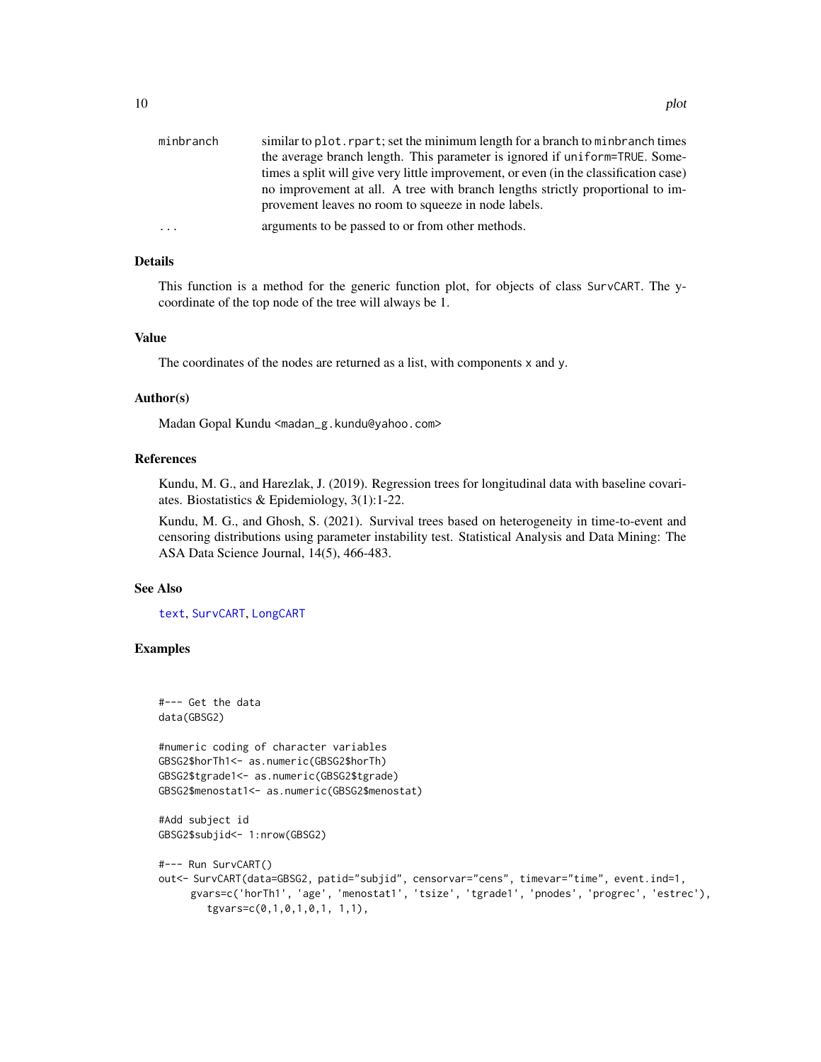| | |
|---|---|
| minbranch | similar to `plot.rpart`; set the minimum length for a branch to `minbranch` times the average branch length. This parameter is ignored if `uniform=TRUE`. Sometimes a split will give very little improvement, or even (in the classification case) no improvement at all. A tree with branch lengths strictly proportional to improvement leaves no room to squeeze in node labels. |
| ... | arguments to be passed to or from other methods. |

## Details

This function is a method for the generic function plot, for objects of class SurvCART. The y-coordinate of the top node of the tree will always be 1.

## Value

The coordinates of the nodes are returned as a list, with components x and y.

## Author(s)

Madan Gopal Kundu <madan_g.kundu@yahoo.com>

## References

Kundu, M. G., and Harezlak, J. (2019). Regression trees for longitudinal data with baseline covariates. Biostatistics & Epidemiology, 3(1):1-22.

Kundu, M. G., and Ghosh, S. (2021). Survival trees based on heterogeneity in time-to-event and censoring distributions using parameter instability test. Statistical Analysis and Data Mining: The ASA Data Science Journal, 14(5), 466-483.

## See Also

text, SurvCART, LongCART

## Examples

```
#--- Get the data
data(GBSG2)

#numeric coding of character variables
GBSG2$horTh1<- as.numeric(GBSG2$horTh)
GBSG2$tgrade1<- as.numeric(GBSG2$tgrade)
GBSG2$menostat1<- as.numeric(GBSG2$menostat)

#Add subject id
GBSG2$subjid<- 1:nrow(GBSG2)

#--- Run SurvCART()
out<- SurvCART(data=GBSG2, patid="subjid", censorvar="cens", timevar="time", event.ind=1,
      gvars=c('horTh1', 'age', 'menostat1', 'tsize', 'tgrade1', 'pnodes', 'progrec', 'estrec'),
        tgvars=c(0,1,0,1,0,1, 1,1),
```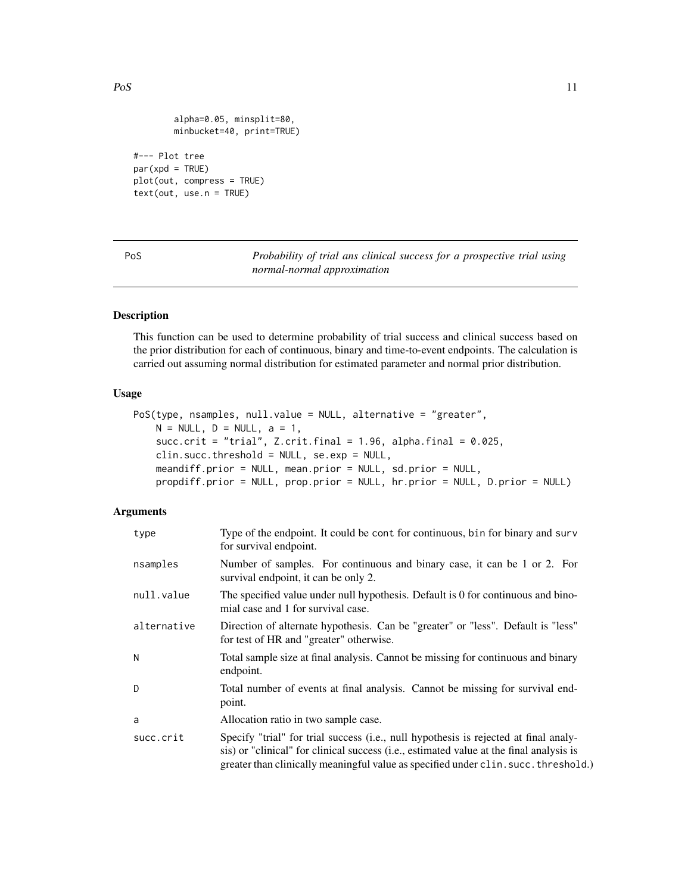```
         alpha=0.05, minsplit=80,
         minbucket=40, print=TRUE)

#--- Plot tree
par(xpd = TRUE)
plot(out, compress = TRUE)
text(out, use.n = TRUE)
```

## PoS — *Probability of trial ans clinical success for a prospective trial using normal-normal approximation*

### Description

This function can be used to determine probability of trial success and clinical success based on the prior distribution for each of continuous, binary and time-to-event endpoints. The calculation is carried out assuming normal distribution for estimated parameter and normal prior distribution.

### Usage

```
PoS(type, nsamples, null.value = NULL, alternative = "greater",
    N = NULL, D = NULL, a = 1,
    succ.crit = "trial", Z.crit.final = 1.96, alpha.final = 0.025,
    clin.succ.threshold = NULL, se.exp = NULL,
    meandiff.prior = NULL, mean.prior = NULL, sd.prior = NULL,
    propdiff.prior = NULL, prop.prior = NULL, hr.prior = NULL, D.prior = NULL)
```

### Arguments

| | |
|---|---|
| type | Type of the endpoint. It could be cont for continuous, bin for binary and surv for survival endpoint. |
| nsamples | Number of samples. For continuous and binary case, it can be 1 or 2. For survival endpoint, it can be only 2. |
| null.value | The specified value under null hypothesis. Default is 0 for continuous and binomial case and 1 for survival case. |
| alternative | Direction of alternate hypothesis. Can be "greater" or "less". Default is "less" for test of HR and "greater" otherwise. |
| N | Total sample size at final analysis. Cannot be missing for continuous and binary endpoint. |
| D | Total number of events at final analysis. Cannot be missing for survival endpoint. |
| a | Allocation ratio in two sample case. |
| succ.crit | Specify "trial" for trial success (i.e., null hypothesis is rejected at final analysis) or "clinical" for clinical success (i.e., estimated value at the final analysis is greater than clinically meaningful value as specified under clin.succ.threshold.) |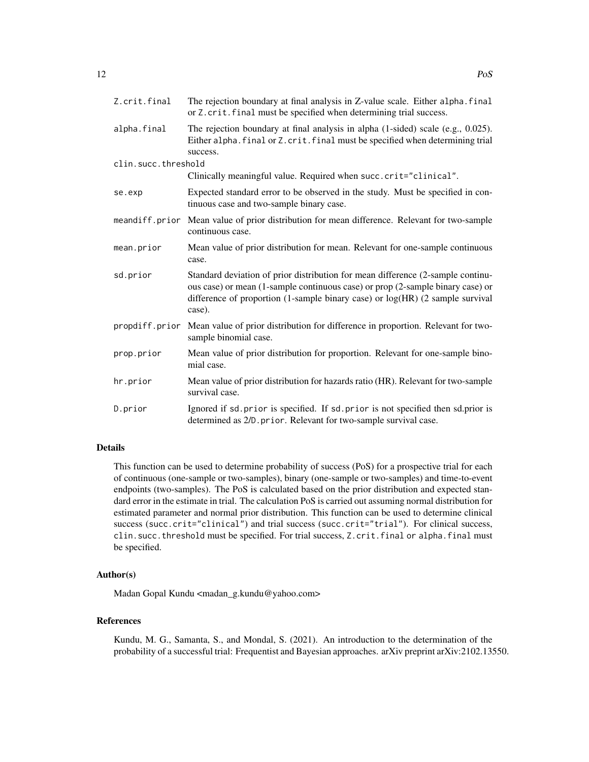| | |
|---|---|
| `Z.crit.final` | The rejection boundary at final analysis in Z-value scale. Either `alpha.final` or `Z.crit.final` must be specified when determining trial success. |
| `alpha.final` | The rejection boundary at final analysis in alpha (1-sided) scale (e.g., 0.025). Either `alpha.final` or `Z.crit.final` must be specified when determining trial success. |
| `clin.succ.threshold` | Clinically meaningful value. Required when `succ.crit="clinical"`. |
| `se.exp` | Expected standard error to be observed in the study. Must be specified in continuous case and two-sample binary case. |
| `meandiff.prior` | Mean value of prior distribution for mean difference. Relevant for two-sample continuous case. |
| `mean.prior` | Mean value of prior distribution for mean. Relevant for one-sample continuous case. |
| `sd.prior` | Standard deviation of prior distribution for mean difference (2-sample continuous case) or mean (1-sample continuous case) or prop (2-sample binary case) or difference of proportion (1-sample binary case) or log(HR) (2 sample survival case). |
| `propdiff.prior` | Mean value of prior distribution for difference in proportion. Relevant for two-sample binomial case. |
| `prop.prior` | Mean value of prior distribution for proportion. Relevant for one-sample binomial case. |
| `hr.prior` | Mean value of prior distribution for hazards ratio (HR). Relevant for two-sample survival case. |
| `D.prior` | Ignored if `sd.prior` is specified. If `sd.prior` is not specified then sd.prior is determined as `2/D.prior`. Relevant for two-sample survival case. |

## Details

This function can be used to determine probability of success (PoS) for a prospective trial for each of continuous (one-sample or two-samples), binary (one-sample or two-samples) and time-to-event endpoints (two-samples). The PoS is calculated based on the prior distribution and expected standard error in the estimate in trial. The calculation PoS is carried out assuming normal distribution for estimated parameter and normal prior distribution. This function can be used to determine clinical success (`succ.crit="clinical"`) and trial success (`succ.crit="trial"`). For clinical success, `clin.succ.threshold` must be specified. For trial success, `Z.crit.final` or `alpha.final` must be specified.

## Author(s)

Madan Gopal Kundu <madan_g.kundu@yahoo.com>

## References

Kundu, M. G., Samanta, S., and Mondal, S. (2021). An introduction to the determination of the probability of a successful trial: Frequentist and Bayesian approaches. arXiv preprint arXiv:2102.13550.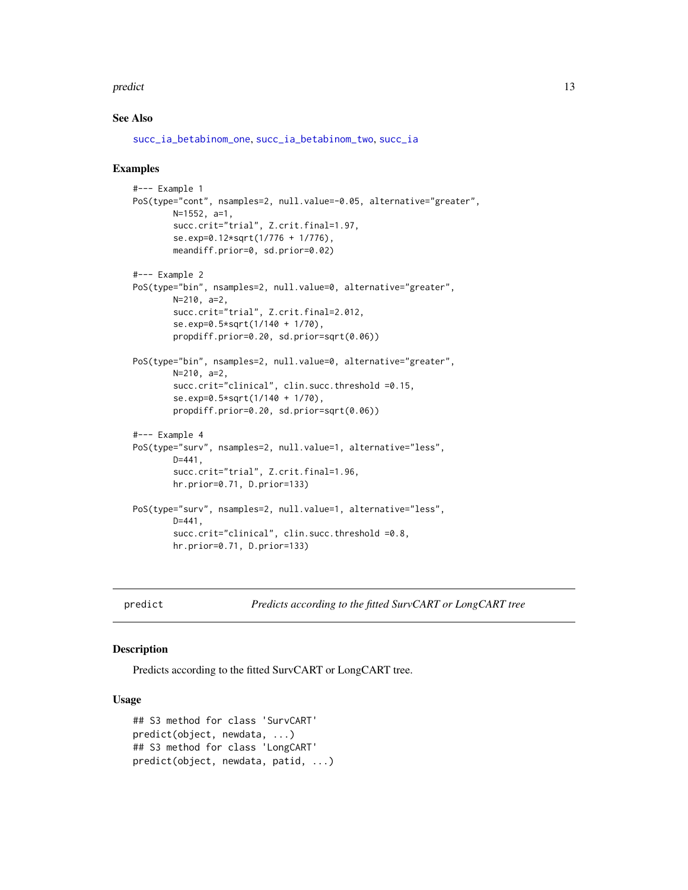## See Also

succ_ia_betabinom_one, succ_ia_betabinom_two, succ_ia

## Examples

```
#--- Example 1
PoS(type="cont", nsamples=2, null.value=-0.05, alternative="greater",
        N=1552, a=1,
        succ.crit="trial", Z.crit.final=1.97,
        se.exp=0.12*sqrt(1/776 + 1/776),
        meandiff.prior=0, sd.prior=0.02)

#--- Example 2
PoS(type="bin", nsamples=2, null.value=0, alternative="greater",
        N=210, a=2,
        succ.crit="trial", Z.crit.final=2.012,
        se.exp=0.5*sqrt(1/140 + 1/70),
        propdiff.prior=0.20, sd.prior=sqrt(0.06))

PoS(type="bin", nsamples=2, null.value=0, alternative="greater",
        N=210, a=2,
        succ.crit="clinical", clin.succ.threshold =0.15,
        se.exp=0.5*sqrt(1/140 + 1/70),
        propdiff.prior=0.20, sd.prior=sqrt(0.06))

#--- Example 4
PoS(type="surv", nsamples=2, null.value=1, alternative="less",
        D=441,
        succ.crit="trial", Z.crit.final=1.96,
        hr.prior=0.71, D.prior=133)

PoS(type="surv", nsamples=2, null.value=1, alternative="less",
        D=441,
        succ.crit="clinical", clin.succ.threshold =0.8,
        hr.prior=0.71, D.prior=133)
```

# predict — *Predicts according to the fitted SurvCART or LongCART tree*

## Description

Predicts according to the fitted SurvCART or LongCART tree.

## Usage

```
## S3 method for class 'SurvCART'
predict(object, newdata, ...)
## S3 method for class 'LongCART'
predict(object, newdata, patid, ...)
```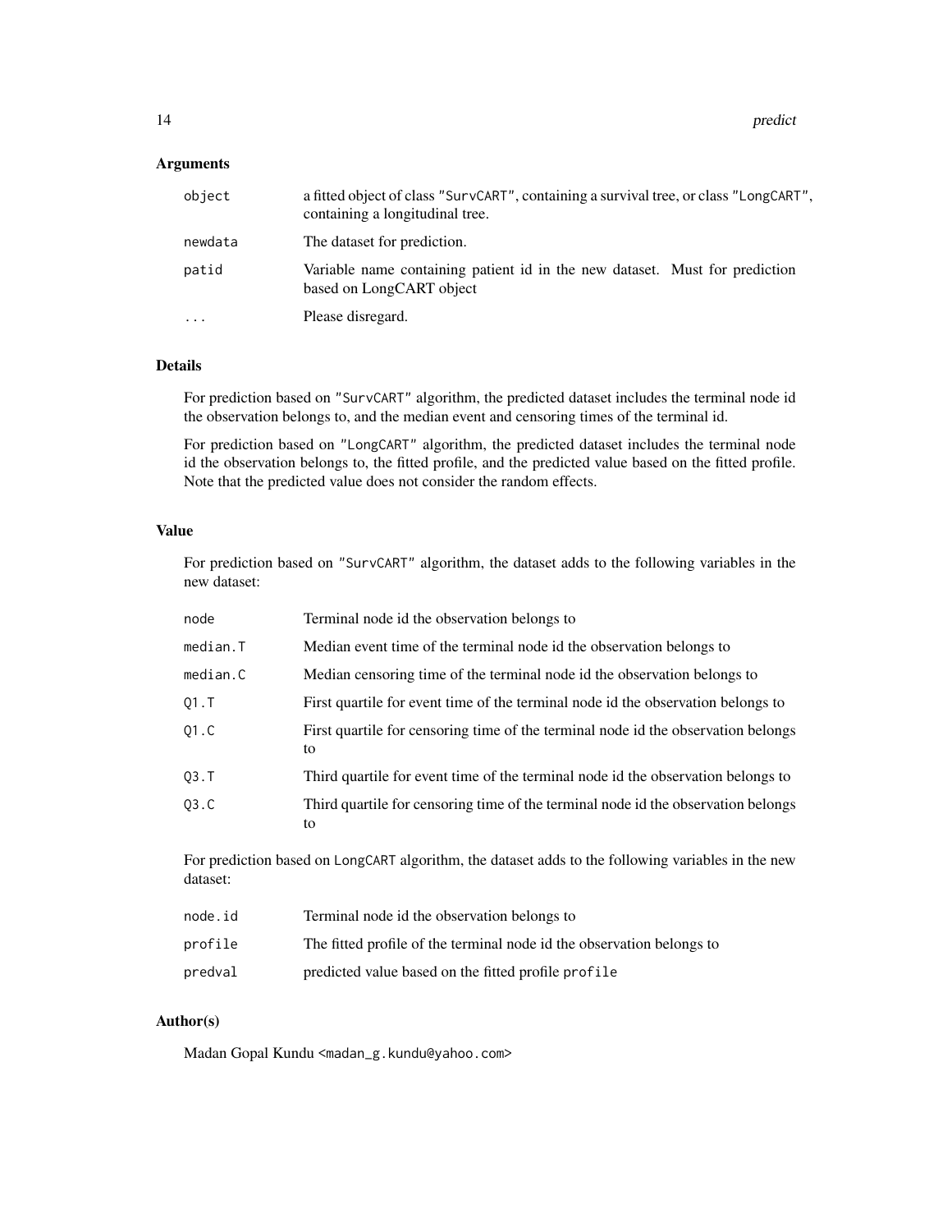### Arguments

| | |
|---|---|
| `object` | a fitted object of class `"SurvCART"`, containing a survival tree, or class `"LongCART"`, containing a longitudinal tree. |
| `newdata` | The dataset for prediction. |
| `patid` | Variable name containing patient id in the new dataset. Must for prediction based on LongCART object |
| `...` | Please disregard. |

### Details

For prediction based on `"SurvCART"` algorithm, the predicted dataset includes the terminal node id the observation belongs to, and the median event and censoring times of the terminal id.

For prediction based on `"LongCART"` algorithm, the predicted dataset includes the terminal node id the observation belongs to, the fitted profile, and the predicted value based on the fitted profile. Note that the predicted value does not consider the random effects.

### Value

For prediction based on `"SurvCART"` algorithm, the dataset adds to the following variables in the new dataset:

| | |
|---|---|
| `node` | Terminal node id the observation belongs to |
| `median.T` | Median event time of the terminal node id the observation belongs to |
| `median.C` | Median censoring time of the terminal node id the observation belongs to |
| `Q1.T` | First quartile for event time of the terminal node id the observation belongs to |
| `Q1.C` | First quartile for censoring time of the terminal node id the observation belongs to |
| `Q3.T` | Third quartile for event time of the terminal node id the observation belongs to |
| `Q3.C` | Third quartile for censoring time of the terminal node id the observation belongs to |

For prediction based on `LongCART` algorithm, the dataset adds to the following variables in the new dataset:

| | |
|---|---|
| `node.id` | Terminal node id the observation belongs to |
| `profile` | The fitted profile of the terminal node id the observation belongs to |
| `predval` | predicted value based on the fitted profile `profile` |

### Author(s)

Madan Gopal Kundu <madan_g.kundu@yahoo.com>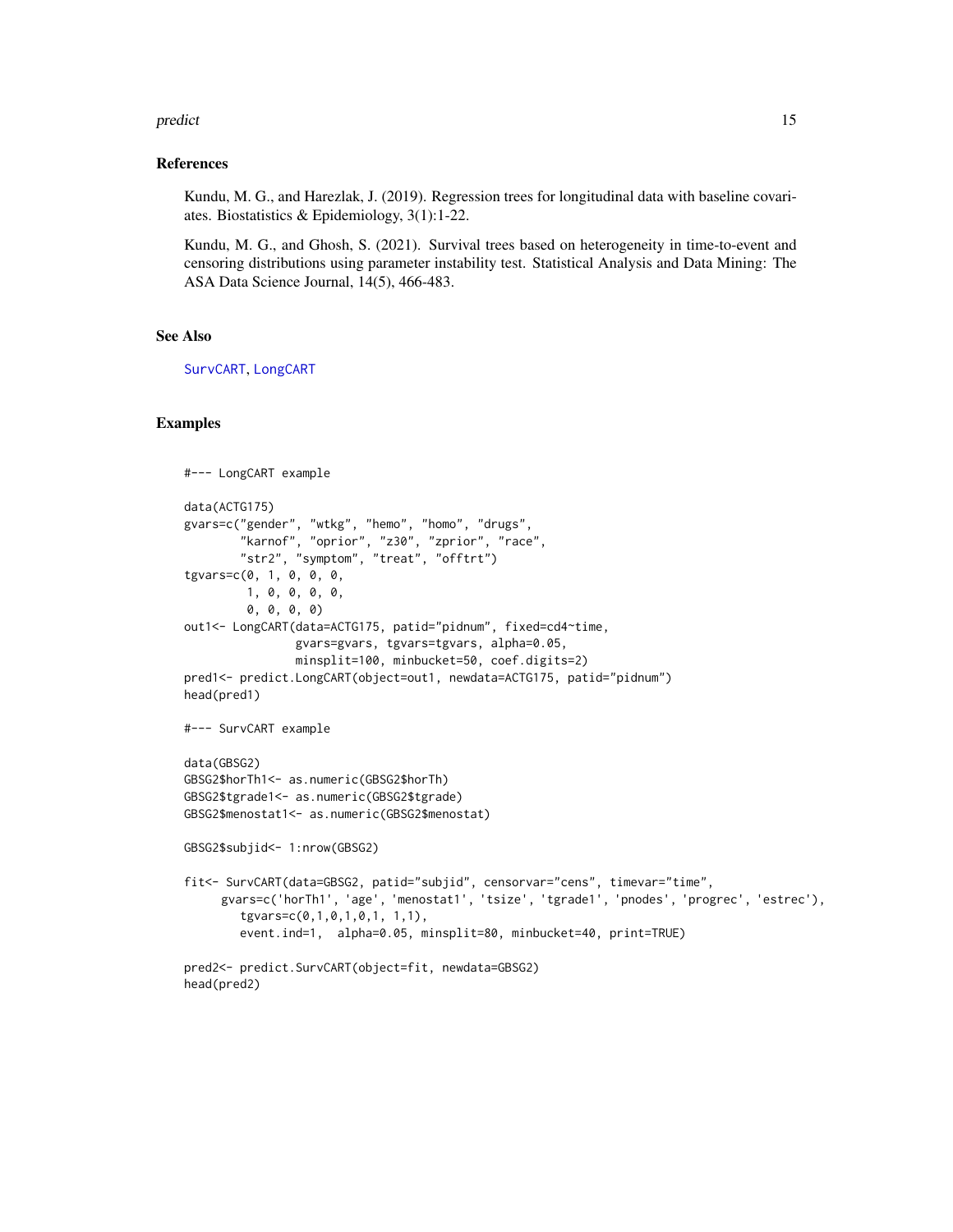## References

Kundu, M. G., and Harezlak, J. (2019). Regression trees for longitudinal data with baseline covariates. Biostatistics & Epidemiology, 3(1):1-22.

Kundu, M. G., and Ghosh, S. (2021). Survival trees based on heterogeneity in time-to-event and censoring distributions using parameter instability test. Statistical Analysis and Data Mining: The ASA Data Science Journal, 14(5), 466-483.

## See Also

SurvCART, LongCART

## Examples

```
#--- LongCART example

data(ACTG175)
gvars=c("gender", "wtkg", "hemo", "homo", "drugs",
        "karnof", "oprior", "z30", "zprior", "race",
        "str2", "symptom", "treat", "offtrt")
tgvars=c(0, 1, 0, 0, 0,
         1, 0, 0, 0, 0,
         0, 0, 0, 0)
out1<- LongCART(data=ACTG175, patid="pidnum", fixed=cd4~time,
                gvars=gvars, tgvars=tgvars, alpha=0.05,
                minsplit=100, minbucket=50, coef.digits=2)
pred1<- predict.LongCART(object=out1, newdata=ACTG175, patid="pidnum")
head(pred1)

#--- SurvCART example

data(GBSG2)
GBSG2$horTh1<- as.numeric(GBSG2$horTh)
GBSG2$tgrade1<- as.numeric(GBSG2$tgrade)
GBSG2$menostat1<- as.numeric(GBSG2$menostat)

GBSG2$subjid<- 1:nrow(GBSG2)

fit<- SurvCART(data=GBSG2, patid="subjid", censorvar="cens", timevar="time",
      gvars=c('horTh1', 'age', 'menostat1', 'tsize', 'tgrade1', 'pnodes', 'progrec', 'estrec'),
        tgvars=c(0,1,0,1,0,1, 1,1),
        event.ind=1,  alpha=0.05, minsplit=80, minbucket=40, print=TRUE)

pred2<- predict.SurvCART(object=fit, newdata=GBSG2)
head(pred2)
```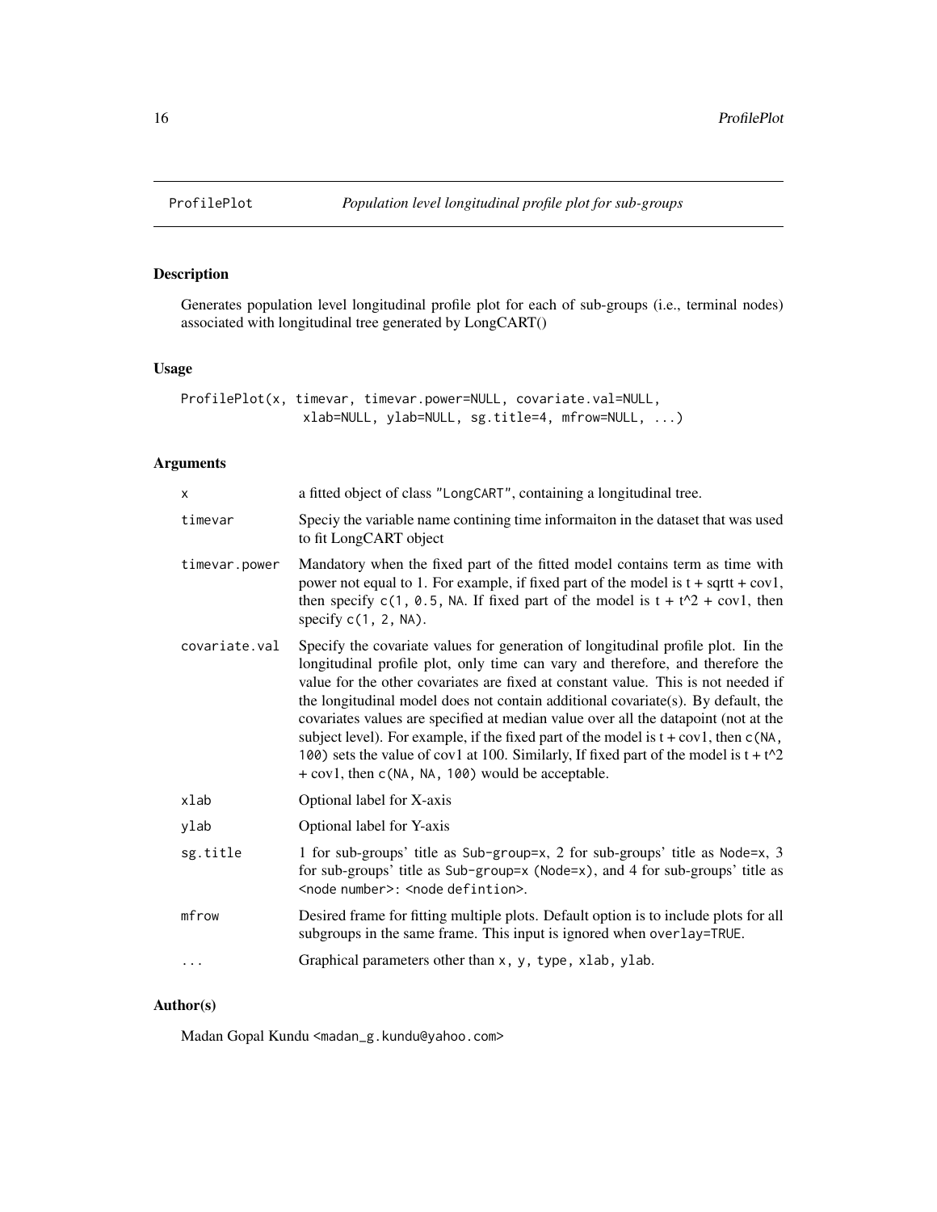ProfilePlot *Population level longitudinal profile plot for sub-groups*

## Description

Generates population level longitudinal profile plot for each of sub-groups (i.e., terminal nodes) associated with longitudinal tree generated by LongCART()

## Usage

```
ProfilePlot(x, timevar, timevar.power=NULL, covariate.val=NULL,
               xlab=NULL, ylab=NULL, sg.title=4, mfrow=NULL, ...)
```

## Arguments

| | |
|---|---|
| x | a fitted object of class "LongCART", containing a longitudinal tree. |
| timevar | Speciy the variable name contining time informaiton in the dataset that was used to fit LongCART object |
| timevar.power | Mandatory when the fixed part of the fitted model contains term as time with power not equal to 1. For example, if fixed part of the model is t + sqrtt + cov1, then specify c(1, 0.5, NA. If fixed part of the model is t + t^2 + cov1, then specify c(1, 2, NA). |
| covariate.val | Specify the covariate values for generation of longitudinal profile plot. Iin the longitudinal profile plot, only time can vary and therefore, and therefore the value for the other covariates are fixed at constant value. This is not needed if the longitudinal model does not contain additional covariate(s). By default, the covariates values are specified at median value over all the datapoint (not at the subject level). For example, if the fixed part of the model is t + cov1, then c(NA, 100) sets the value of cov1 at 100. Similarly, If fixed part of the model is t + t^2 + cov1, then c(NA, NA, 100) would be acceptable. |
| xlab | Optional label for X-axis |
| ylab | Optional label for Y-axis |
| sg.title | 1 for sub-groups' title as Sub-group=x, 2 for sub-groups' title as Node=x, 3 for sub-groups' title as Sub-group=x (Node=x), and 4 for sub-groups' title as <node number>: <node defintion>. |
| mfrow | Desired frame for fitting multiple plots. Default option is to include plots for all subgroups in the same frame. This input is ignored when overlay=TRUE. |
| ... | Graphical parameters other than x, y, type, xlab, ylab. |

## Author(s)

Madan Gopal Kundu <madan_g.kundu@yahoo.com>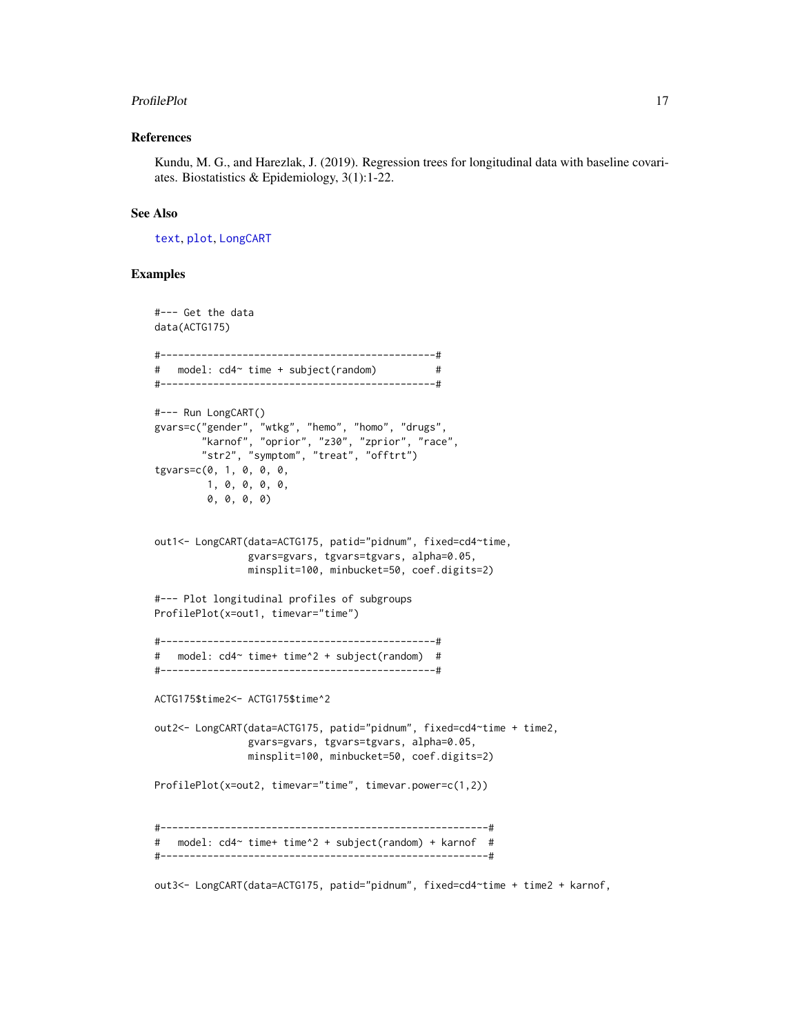## References

Kundu, M. G., and Harezlak, J. (2019). Regression trees for longitudinal data with baseline covariates. Biostatistics & Epidemiology, 3(1):1-22.

## See Also

text, plot, LongCART

## Examples

```
#--- Get the data
data(ACTG175)

#-----------------------------------------------#
#   model: cd4~ time + subject(random)          #
#-----------------------------------------------#

#--- Run LongCART()
gvars=c("gender", "wtkg", "hemo", "homo", "drugs",
        "karnof", "oprior", "z30", "zprior", "race",
        "str2", "symptom", "treat", "offtrt")
tgvars=c(0, 1, 0, 0, 0,
         1, 0, 0, 0, 0,
         0, 0, 0, 0)


out1<- LongCART(data=ACTG175, patid="pidnum", fixed=cd4~time,
                gvars=gvars, tgvars=tgvars, alpha=0.05,
                minsplit=100, minbucket=50, coef.digits=2)

#--- Plot longitudinal profiles of subgroups
ProfilePlot(x=out1, timevar="time")

#-----------------------------------------------#
#   model: cd4~ time+ time^2 + subject(random)  #
#-----------------------------------------------#

ACTG175$time2<- ACTG175$time^2

out2<- LongCART(data=ACTG175, patid="pidnum", fixed=cd4~time + time2,
                gvars=gvars, tgvars=tgvars, alpha=0.05,
                minsplit=100, minbucket=50, coef.digits=2)

ProfilePlot(x=out2, timevar="time", timevar.power=c(1,2))


#--------------------------------------------------------#
#   model: cd4~ time+ time^2 + subject(random) + karnof  #
#--------------------------------------------------------#

out3<- LongCART(data=ACTG175, patid="pidnum", fixed=cd4~time + time2 + karnof,
```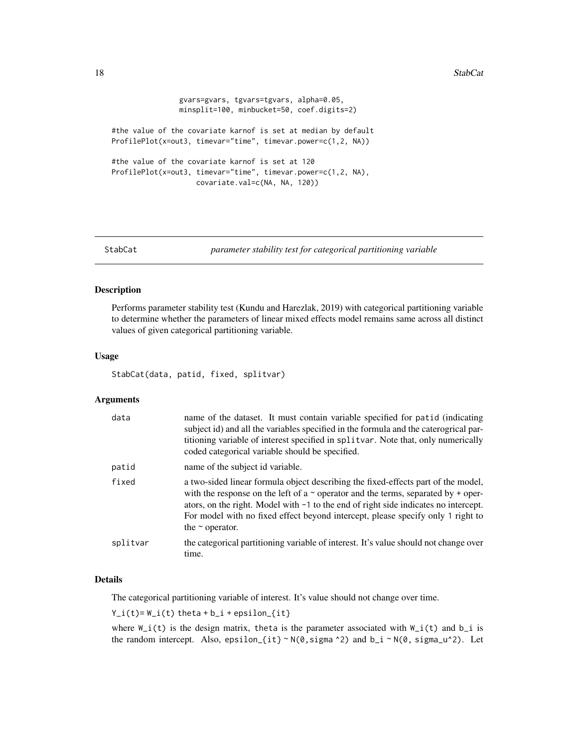```
                gvars=gvars, tgvars=tgvars, alpha=0.05,
                minsplit=100, minbucket=50, coef.digits=2)

#the value of the covariate karnof is set at median by default
ProfilePlot(x=out3, timevar="time", timevar.power=c(1,2, NA))

#the value of the covariate karnof is set at 120
ProfilePlot(x=out3, timevar="time", timevar.power=c(1,2, NA),
                    covariate.val=c(NA, NA, 120))
```

---

## StabCat — *parameter stability test for categorical partitioning variable*

### Description

Performs parameter stability test (Kundu and Harezlak, 2019) with categorical partitioning variable to determine whether the parameters of linear mixed effects model remains same across all distinct values of given categorical partitioning variable.

### Usage

```
StabCat(data, patid, fixed, splitvar)
```

### Arguments

| Argument | Description |
|---|---|
| `data` | name of the dataset. It must contain variable specified for `patid` (indicating subject id) and all the variables specified in the formula and the caterogrical partitioning variable of interest specified in `splitvar`. Note that, only numerically coded categorical variable should be specified. |
| `patid` | name of the subject id variable. |
| `fixed` | a two-sided linear formula object describing the fixed-effects part of the model, with the response on the left of a ~ operator and the terms, separated by + operators, on the right. Model with `-1` to the end of right side indicates no intercept. For model with no fixed effect beyond intercept, please specify only `1` right to the ~ operator. |
| `splitvar` | the categorical partitioning variable of interest. It's value should not change over time. |

### Details

The categorical partitioning variable of interest. It's value should not change over time.

`Y_i(t)= W_i(t) theta + b_i + epsilon_{it}`

where `W_i(t)` is the design matrix, `theta` is the parameter associated with `W_i(t)` and `b_i` is the random intercept. Also, `epsilon_{it} ~ N(0,sigma ^2)` and `b_i ~ N(0, sigma_u^2)`. Let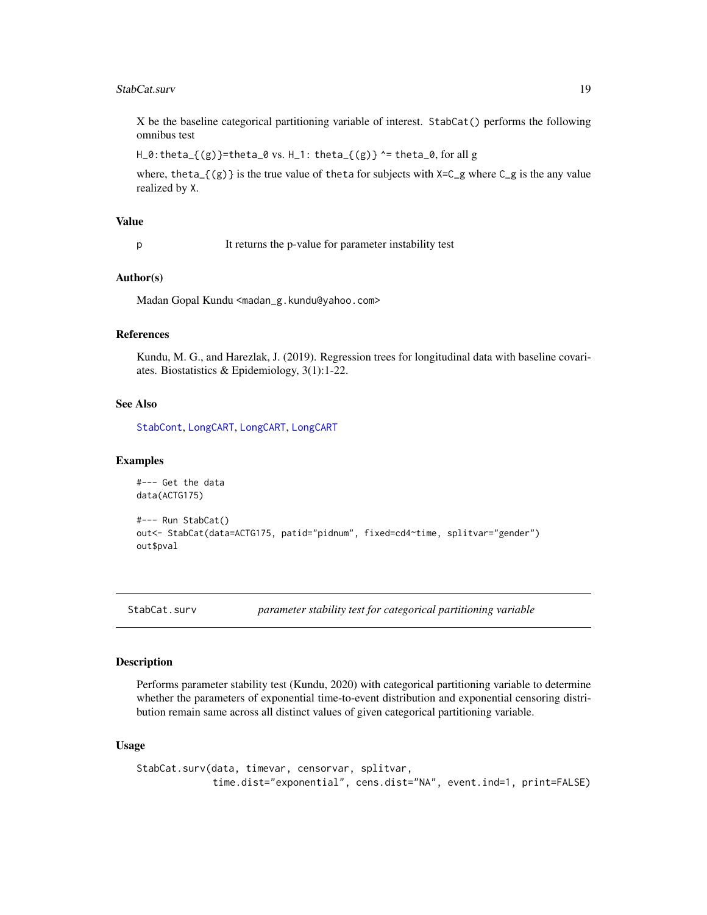X be the baseline categorical partitioning variable of interest. `StabCat()` performs the following omnibus test

`H_0:theta_{(g)}=theta_0` vs. `H_1: theta_{(g)} ^= theta_0`, for all g

where, `theta_{(g)}` is the true value of `theta` for subjects with `X=C_g` where `C_g` is the any value realized by `X`.

### Value

| | |
|---|---|
| p | It returns the p-value for parameter instability test |

### Author(s)

Madan Gopal Kundu <madan_g.kundu@yahoo.com>

### References

Kundu, M. G., and Harezlak, J. (2019). Regression trees for longitudinal data with baseline covariates. Biostatistics & Epidemiology, 3(1):1-22.

### See Also

StabCont, LongCART, LongCART, LongCART

### Examples

```
#--- Get the data
data(ACTG175)

#--- Run StabCat()
out<- StabCat(data=ACTG175, patid="pidnum", fixed=cd4~time, splitvar="gender")
out$pval
```

---

## StabCat.surv — *parameter stability test for categorical partitioning variable*

---

### Description

Performs parameter stability test (Kundu, 2020) with categorical partitioning variable to determine whether the parameters of exponential time-to-event distribution and exponential censoring distribution remain same across all distinct values of given categorical partitioning variable.

### Usage

```
StabCat.surv(data, timevar, censorvar, splitvar,
             time.dist="exponential", cens.dist="NA", event.ind=1, print=FALSE)
```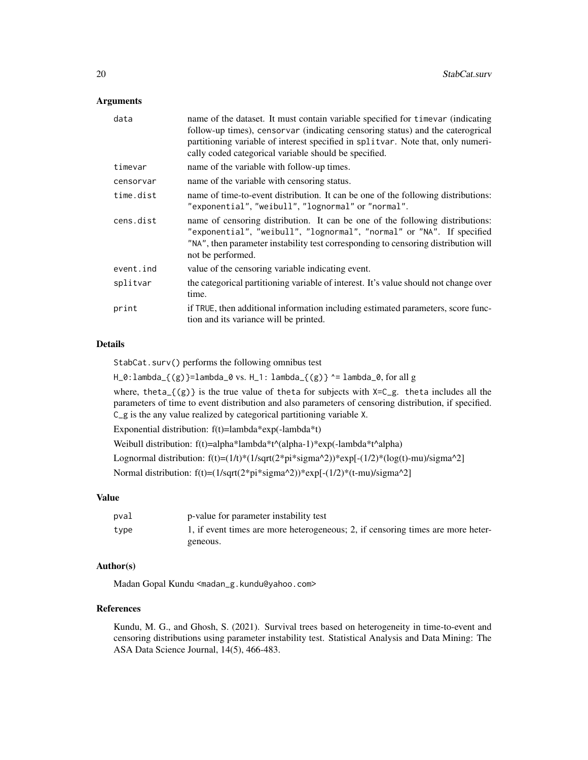### Arguments

| | |
|---|---|
| data | name of the dataset. It must contain variable specified for timevar (indicating follow-up times), censorvar (indicating censoring status) and the caterogrical partitioning variable of interest specified in splitvar. Note that, only numerically coded categorical variable should be specified. |
| timevar | name of the variable with follow-up times. |
| censorvar | name of the variable with censoring status. |
| time.dist | name of time-to-event distribution. It can be one of the following distributions: "exponential", "weibull", "lognormal" or "normal". |
| cens.dist | name of censoring distribution. It can be one of the following distributions: "exponential", "weibull", "lognormal", "normal" or "NA". If specified "NA", then parameter instability test corresponding to censoring distribution will not be performed. |
| event.ind | value of the censoring variable indicating event. |
| splitvar | the categorical partitioning variable of interest. It's value should not change over time. |
| print | if TRUE, then additional information including estimated parameters, score function and its variance will be printed. |

### Details

StabCat.surv() performs the following omnibus test

H_0:lambda_{(g)}=lambda_0 vs. H_1: lambda_{(g)} ^= lambda_0, for all g

where, theta_{(g)} is the true value of theta for subjects with X=C_g. theta includes all the parameters of time to event distribution and also parameters of censoring distribution, if specified. C_g is the any value realized by categorical partitioning variable X.

Exponential distribution: f(t)=lambda*exp(-lambda*t)

Weibull distribution: f(t)=alpha*lambda*t^(alpha-1)*exp(-lambda*t^alpha)

Lognormal distribution: f(t)=(1/t)*(1/sqrt(2*pi*sigma^2))*exp[-(1/2)*(log(t)-mu)/sigma^2]

Normal distribution: f(t)=(1/sqrt(2*pi*sigma^2))*exp[-(1/2)*(t-mu)/sigma^2]

### Value

| | |
|---|---|
| pval | p-value for parameter instability test |
| type | 1, if event times are more heterogeneous; 2, if censoring times are more heterogeneous. |

### Author(s)

Madan Gopal Kundu <madan_g.kundu@yahoo.com>

### References

Kundu, M. G., and Ghosh, S. (2021). Survival trees based on heterogeneity in time-to-event and censoring distributions using parameter instability test. Statistical Analysis and Data Mining: The ASA Data Science Journal, 14(5), 466-483.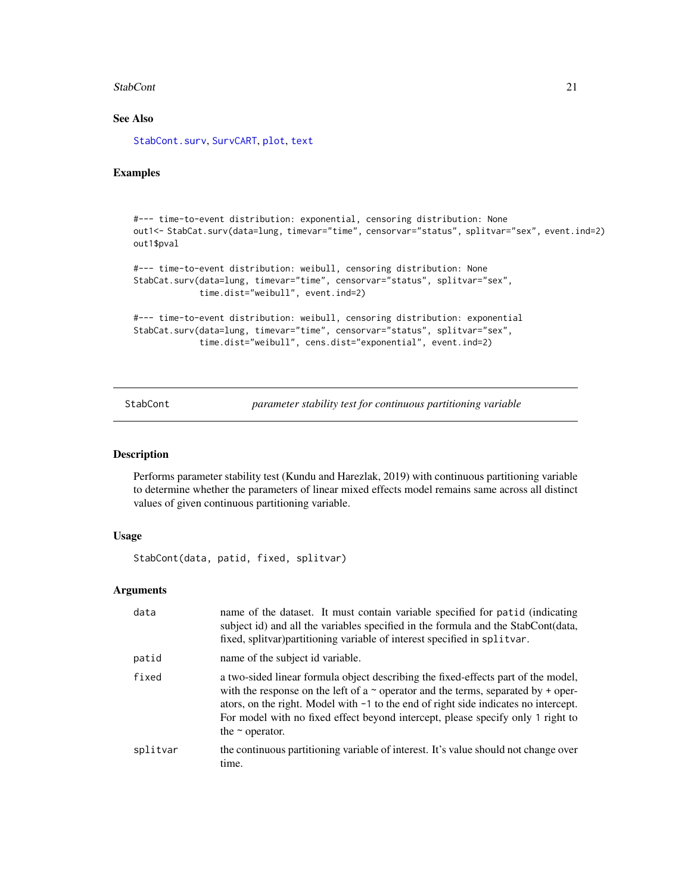## See Also

StabCont.surv, SurvCART, plot, text

## Examples

```
#--- time-to-event distribution: exponential, censoring distribution: None
out1<- StabCat.surv(data=lung, timevar="time", censorvar="status", splitvar="sex", event.ind=2)
out1$pval

#--- time-to-event distribution: weibull, censoring distribution: None
StabCat.surv(data=lung, timevar="time", censorvar="status", splitvar="sex",
             time.dist="weibull", event.ind=2)

#--- time-to-event distribution: weibull, censoring distribution: exponential
StabCat.surv(data=lung, timevar="time", censorvar="status", splitvar="sex",
             time.dist="weibull", cens.dist="exponential", event.ind=2)
```

---

# StabCont — *parameter stability test for continuous partitioning variable*

## Description

Performs parameter stability test (Kundu and Harezlak, 2019) with continuous partitioning variable to determine whether the parameters of linear mixed effects model remains same across all distinct values of given continuous partitioning variable.

## Usage

```
StabCont(data, patid, fixed, splitvar)
```

## Arguments

| | |
|---|---|
| data | name of the dataset. It must contain variable specified for `patid` (indicating subject id) and all the variables specified in the formula and the StabCont(data, fixed, splitvar)partitioning variable of interest specified in `splitvar`. |
| patid | name of the subject id variable. |
| fixed | a two-sided linear formula object describing the fixed-effects part of the model, with the response on the left of a ~ operator and the terms, separated by + operators, on the right. Model with -1 to the end of right side indicates no intercept. For model with no fixed effect beyond intercept, please specify only 1 right to the ~ operator. |
| splitvar | the continuous partitioning variable of interest. It's value should not change over time. |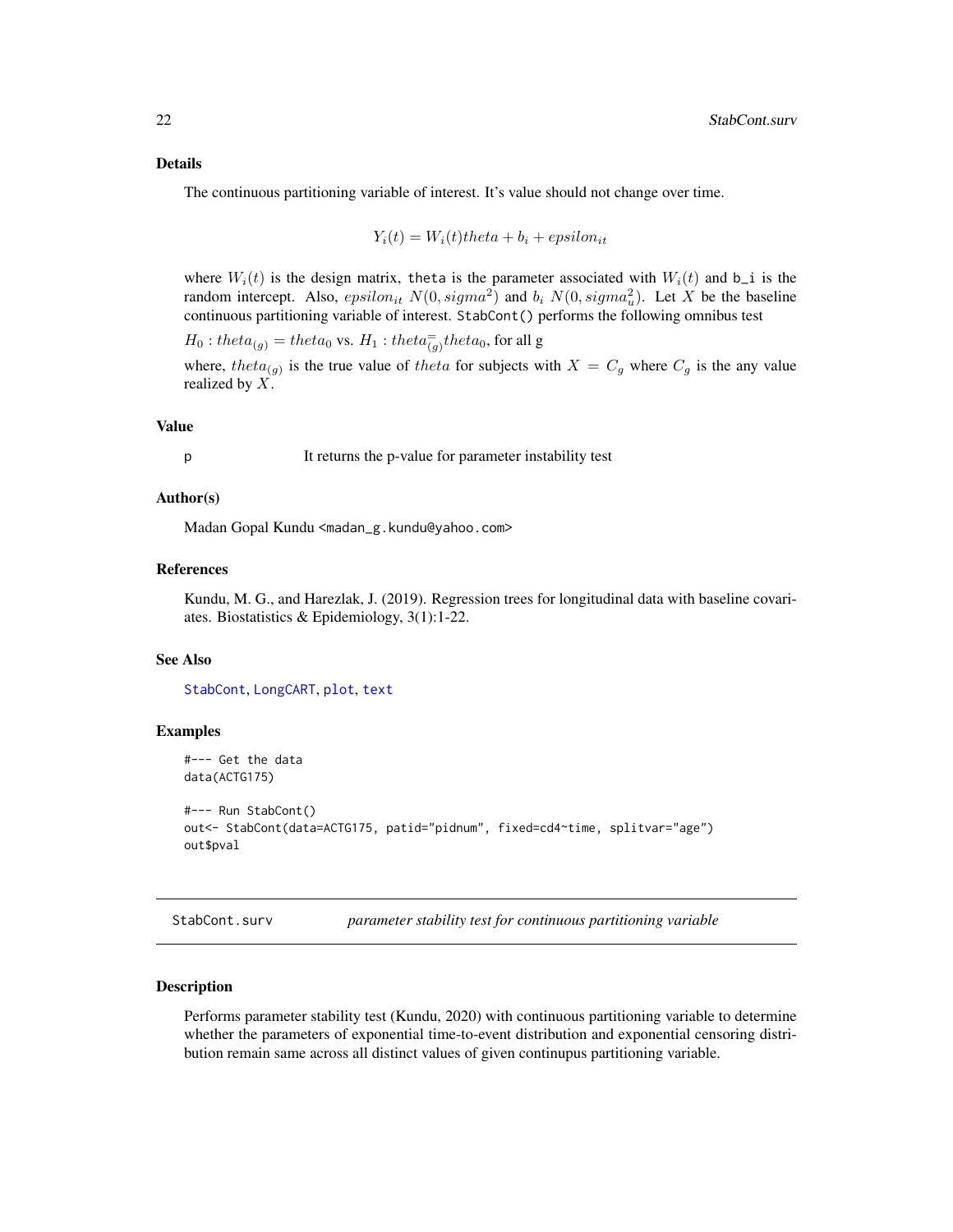### Details

The continuous partitioning variable of interest. It's value should not change over time.

$$Y_i(t) = W_i(t)theta + b_i + epsilon_{it}$$

where $W_i(t)$ is the design matrix, `theta` is the parameter associated with $W_i(t)$ and `b_i` is the random intercept. Also, $epsilon_{it}$ $N(0, sigma^2)$ and $b_i$ $N(0, sigma_u^2)$. Let $X$ be the baseline continuous partitioning variable of interest. `StabCont()` performs the following omnibus test

$H_0 : theta_{(g)} = theta_0$ vs. $H_1 : theta_{(g)}^{=} theta_0$, for all g

where, $theta_{(g)}$ is the true value of $theta$ for subjects with $X = C_g$ where $C_g$ is the any value realized by $X$.

### Value

p — It returns the p-value for parameter instability test

### Author(s)

Madan Gopal Kundu <madan_g.kundu@yahoo.com>

### References

Kundu, M. G., and Harezlak, J. (2019). Regression trees for longitudinal data with baseline covariates. Biostatistics & Epidemiology, 3(1):1-22.

### See Also

StabCont, LongCART, plot, text

### Examples

```
#--- Get the data
data(ACTG175)

#--- Run StabCont()
out<- StabCont(data=ACTG175, patid="pidnum", fixed=cd4~time, splitvar="age")
out$pval
```

---

## StabCont.surv — *parameter stability test for continuous partitioning variable*

### Description

Performs parameter stability test (Kundu, 2020) with continuous partitioning variable to determine whether the parameters of exponential time-to-event distribution and exponential censoring distribution remain same across all distinct values of given continupus partitioning variable.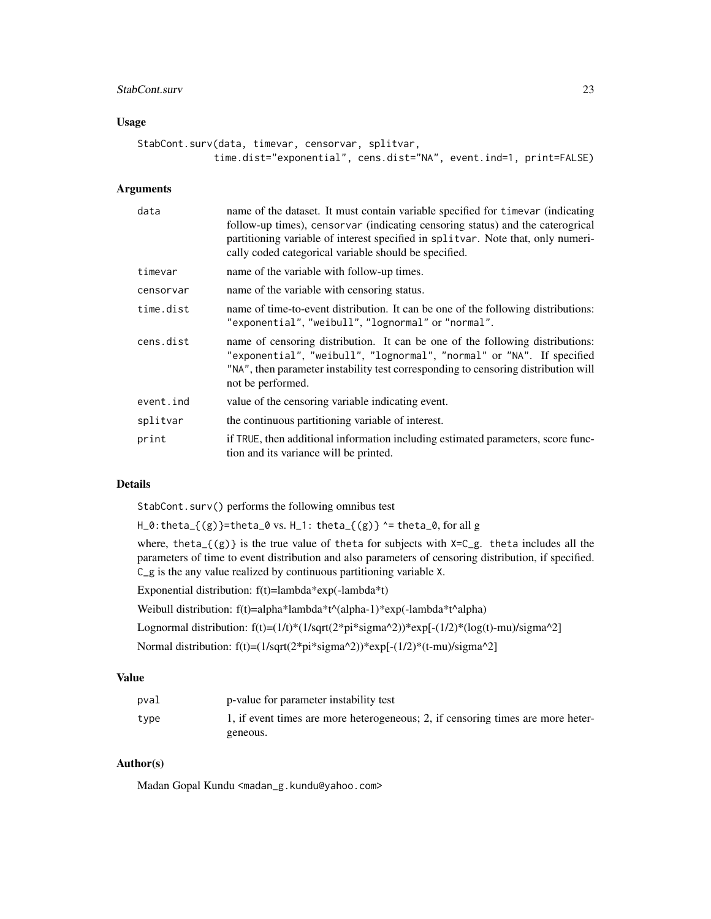### Usage

```
StabCont.surv(data, timevar, censorvar, splitvar,
             time.dist="exponential", cens.dist="NA", event.ind=1, print=FALSE)
```

### Arguments

| | |
|---|---|
| data | name of the dataset. It must contain variable specified for `timevar` (indicating follow-up times), `censorvar` (indicating censoring status) and the caterogrical partitioning variable of interest specified in `splitvar`. Note that, only numerically coded categorical variable should be specified. |
| timevar | name of the variable with follow-up times. |
| censorvar | name of the variable with censoring status. |
| time.dist | name of time-to-event distribution. It can be one of the following distributions: "exponential", "weibull", "lognormal" or "normal". |
| cens.dist | name of censoring distribution. It can be one of the following distributions: "exponential", "weibull", "lognormal", "normal" or "NA". If specified "NA", then parameter instability test corresponding to censoring distribution will not be performed. |
| event.ind | value of the censoring variable indicating event. |
| splitvar | the continuous partitioning variable of interest. |
| print | if TRUE, then additional information including estimated parameters, score function and its variance will be printed. |

### Details

`StabCont.surv()` performs the following omnibus test

`H_0:theta_{(g)}=theta_0 vs. H_1: theta_{(g)} ^= theta_0, for all g`

where, `theta_{(g)}` is the true value of `theta` for subjects with `X=C_g`. `theta` includes all the parameters of time to event distribution and also parameters of censoring distribution, if specified. `C_g` is the any value realized by continuous partitioning variable `X`.

Exponential distribution: f(t)=lambda*exp(-lambda*t)

Weibull distribution: f(t)=alpha*lambda*t^(alpha-1)*exp(-lambda*t^alpha)

Lognormal distribution: f(t)=(1/t)*(1/sqrt(2*pi*sigma^2))*exp[-(1/2)*(log(t)-mu)/sigma^2]

Normal distribution: f(t)=(1/sqrt(2*pi*sigma^2))*exp[-(1/2)*(t-mu)/sigma^2]

### Value

| | |
|---|---|
| pval | p-value for parameter instability test |
| type | 1, if event times are more heterogeneous; 2, if censoring times are more heterogeneous. |

### Author(s)

Madan Gopal Kundu <madan_g.kundu@yahoo.com>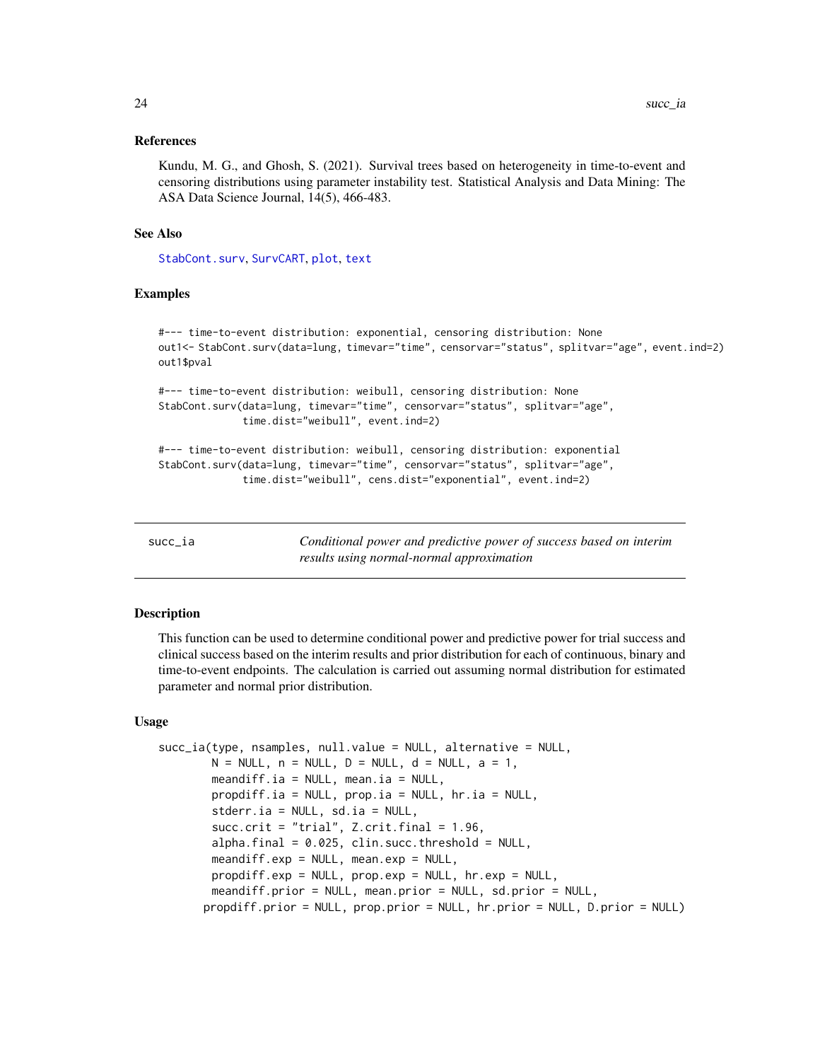## References

Kundu, M. G., and Ghosh, S. (2021). Survival trees based on heterogeneity in time-to-event and censoring distributions using parameter instability test. Statistical Analysis and Data Mining: The ASA Data Science Journal, 14(5), 466-483.

## See Also

StabCont.surv, SurvCART, plot, text

## Examples

```
#--- time-to-event distribution: exponential, censoring distribution: None
out1<- StabCont.surv(data=lung, timevar="time", censorvar="status", splitvar="age", event.ind=2)
out1$pval

#--- time-to-event distribution: weibull, censoring distribution: None
StabCont.surv(data=lung, timevar="time", censorvar="status", splitvar="age",
              time.dist="weibull", event.ind=2)

#--- time-to-event distribution: weibull, censoring distribution: exponential
StabCont.surv(data=lung, timevar="time", censorvar="status", splitvar="age",
              time.dist="weibull", cens.dist="exponential", event.ind=2)
```

---

# succ_ia — *Conditional power and predictive power of success based on interim results using normal-normal approximation*

## Description

This function can be used to determine conditional power and predictive power for trial success and clinical success based on the interim results and prior distribution for each of continuous, binary and time-to-event endpoints. The calculation is carried out assuming normal distribution for estimated parameter and normal prior distribution.

## Usage

```
succ_ia(type, nsamples, null.value = NULL, alternative = NULL,
        N = NULL, n = NULL, D = NULL, d = NULL, a = 1,
        meandiff.ia = NULL, mean.ia = NULL,
        propdiff.ia = NULL, prop.ia = NULL, hr.ia = NULL,
        stderr.ia = NULL, sd.ia = NULL,
        succ.crit = "trial", Z.crit.final = 1.96,
        alpha.final = 0.025, clin.succ.threshold = NULL,
        meandiff.exp = NULL, mean.exp = NULL,
        propdiff.exp = NULL, prop.exp = NULL, hr.exp = NULL,
        meandiff.prior = NULL, mean.prior = NULL, sd.prior = NULL,
       propdiff.prior = NULL, prop.prior = NULL, hr.prior = NULL, D.prior = NULL)
```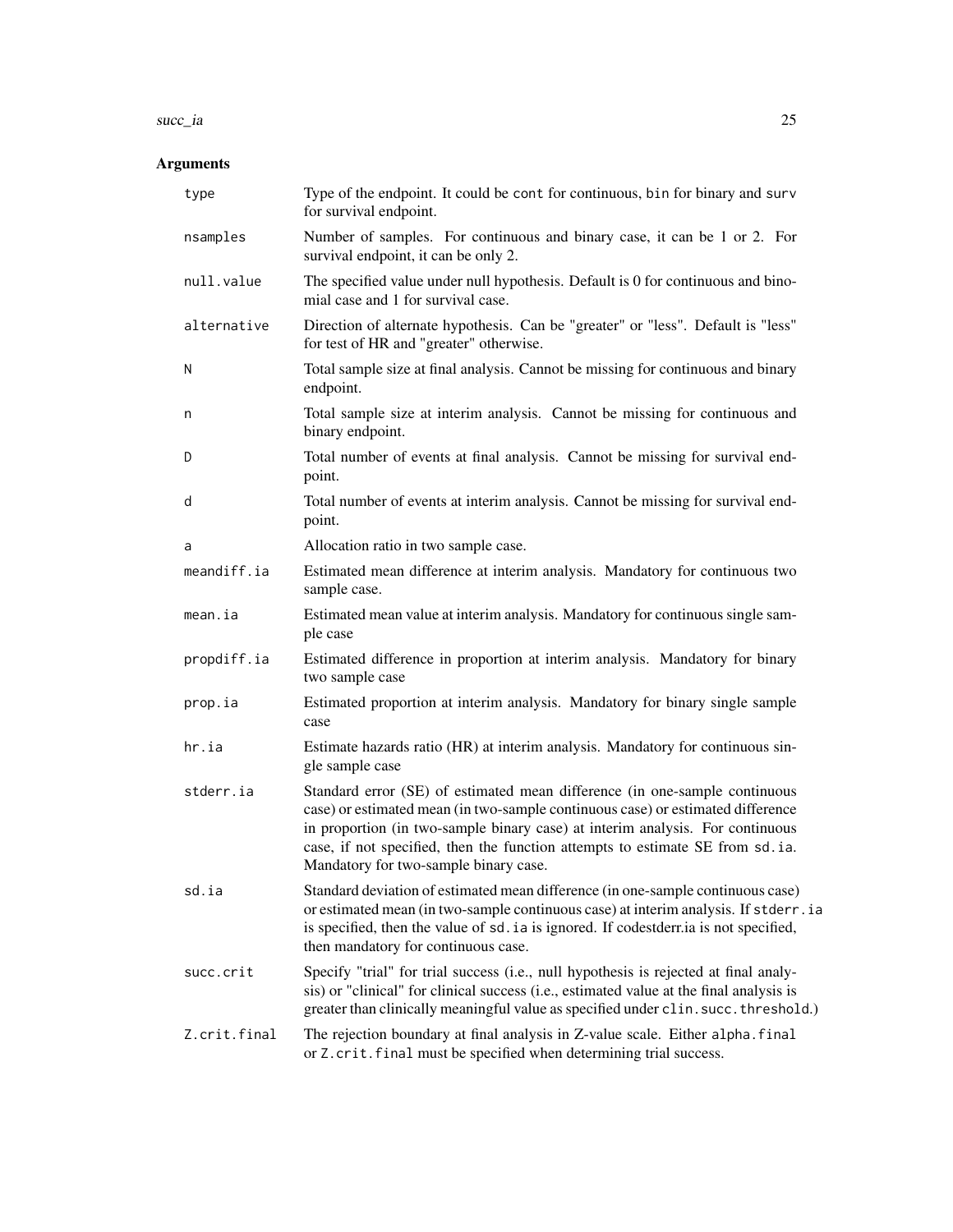## Arguments

| | |
|---|---|
| `type` | Type of the endpoint. It could be `cont` for continuous, `bin` for binary and `surv` for survival endpoint. |
| `nsamples` | Number of samples. For continuous and binary case, it can be 1 or 2. For survival endpoint, it can be only 2. |
| `null.value` | The specified value under null hypothesis. Default is 0 for continuous and binomial case and 1 for survival case. |
| `alternative` | Direction of alternate hypothesis. Can be "greater" or "less". Default is "less" for test of HR and "greater" otherwise. |
| `N` | Total sample size at final analysis. Cannot be missing for continuous and binary endpoint. |
| `n` | Total sample size at interim analysis. Cannot be missing for continuous and binary endpoint. |
| `D` | Total number of events at final analysis. Cannot be missing for survival endpoint. |
| `d` | Total number of events at interim analysis. Cannot be missing for survival endpoint. |
| `a` | Allocation ratio in two sample case. |
| `meandiff.ia` | Estimated mean difference at interim analysis. Mandatory for continuous two sample case. |
| `mean.ia` | Estimated mean value at interim analysis. Mandatory for continuous single sample case |
| `propdiff.ia` | Estimated difference in proportion at interim analysis. Mandatory for binary two sample case |
| `prop.ia` | Estimated proportion at interim analysis. Mandatory for binary single sample case |
| `hr.ia` | Estimate hazards ratio (HR) at interim analysis. Mandatory for continuous single sample case |
| `stderr.ia` | Standard error (SE) of estimated mean difference (in one-sample continuous case) or estimated mean (in two-sample continuous case) or estimated difference in proportion (in two-sample binary case) at interim analysis. For continuous case, if not specified, then the function attempts to estimate SE from `sd.ia`. Mandatory for two-sample binary case. |
| `sd.ia` | Standard deviation of estimated mean difference (in one-sample continuous case) or estimated mean (in two-sample continuous case) at interim analysis. If `stderr.ia` is specified, then the value of `sd.ia` is ignored. If codestderr.ia is not specified, then mandatory for continuous case. |
| `succ.crit` | Specify "trial" for trial success (i.e., null hypothesis is rejected at final analysis) or "clinical" for clinical success (i.e., estimated value at the final analysis is greater than clinically meaningful value as specified under `clin.succ.threshold`.) |
| `Z.crit.final` | The rejection boundary at final analysis in Z-value scale. Either `alpha.final` or `Z.crit.final` must be specified when determining trial success. |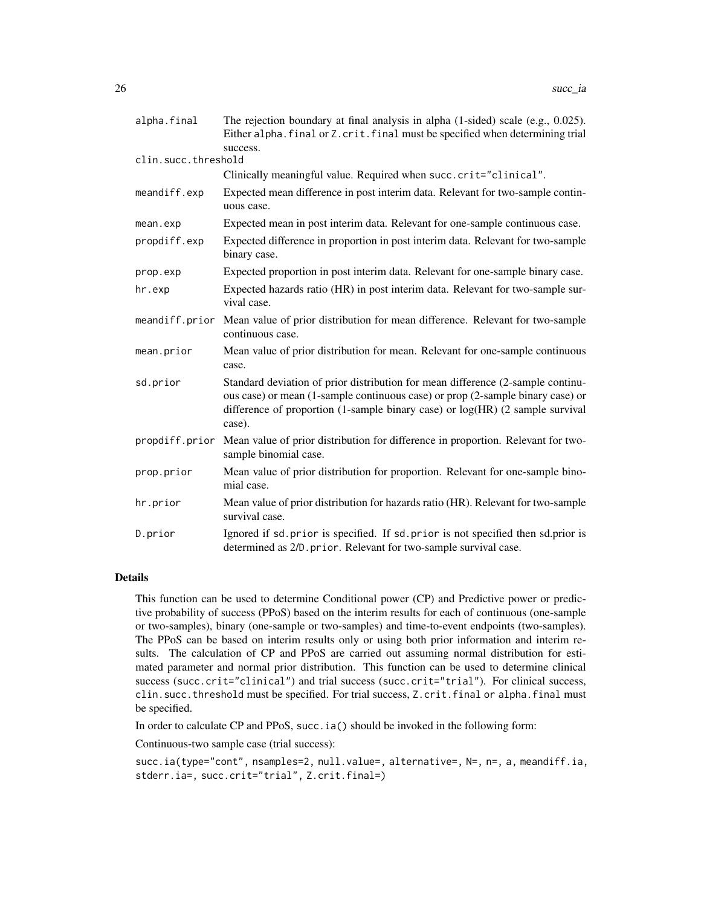| | |
|---|---|
| alpha.final | The rejection boundary at final analysis in alpha (1-sided) scale (e.g., 0.025). Either alpha.final or Z.crit.final must be specified when determining trial success. |
| clin.succ.threshold | Clinically meaningful value. Required when succ.crit="clinical". |
| meandiff.exp | Expected mean difference in post interim data. Relevant for two-sample continuous case. |
| mean.exp | Expected mean in post interim data. Relevant for one-sample continuous case. |
| propdiff.exp | Expected difference in proportion in post interim data. Relevant for two-sample binary case. |
| prop.exp | Expected proportion in post interim data. Relevant for one-sample binary case. |
| hr.exp | Expected hazards ratio (HR) in post interim data. Relevant for two-sample survival case. |
| meandiff.prior | Mean value of prior distribution for mean difference. Relevant for two-sample continuous case. |
| mean.prior | Mean value of prior distribution for mean. Relevant for one-sample continuous case. |
| sd.prior | Standard deviation of prior distribution for mean difference (2-sample continuous case) or mean (1-sample continuous case) or prop (2-sample binary case) or difference of proportion (1-sample binary case) or log(HR) (2 sample survival case). |
| propdiff.prior | Mean value of prior distribution for difference in proportion. Relevant for two-sample binomial case. |
| prop.prior | Mean value of prior distribution for proportion. Relevant for one-sample binomial case. |
| hr.prior | Mean value of prior distribution for hazards ratio (HR). Relevant for two-sample survival case. |
| D.prior | Ignored if sd.prior is specified. If sd.prior is not specified then sd.prior is determined as 2/D.prior. Relevant for two-sample survival case. |

## Details

This function can be used to determine Conditional power (CP) and Predictive power or predictive probability of success (PPoS) based on the interim results for each of continuous (one-sample or two-samples), binary (one-sample or two-samples) and time-to-event endpoints (two-samples). The PPoS can be based on interim results only or using both prior information and interim results. The calculation of CP and PPoS are carried out assuming normal distribution for estimated parameter and normal prior distribution. This function can be used to determine clinical success (succ.crit="clinical") and trial success (succ.crit="trial"). For clinical success, clin.succ.threshold must be specified. For trial success, Z.crit.final or alpha.final must be specified.

In order to calculate CP and PPoS, succ.ia() should be invoked in the following form:

Continuous-two sample case (trial success):

```
succ.ia(type="cont", nsamples=2, null.value=, alternative=, N=, n=, a, meandiff.ia,
stderr.ia=, succ.crit="trial", Z.crit.final=)
```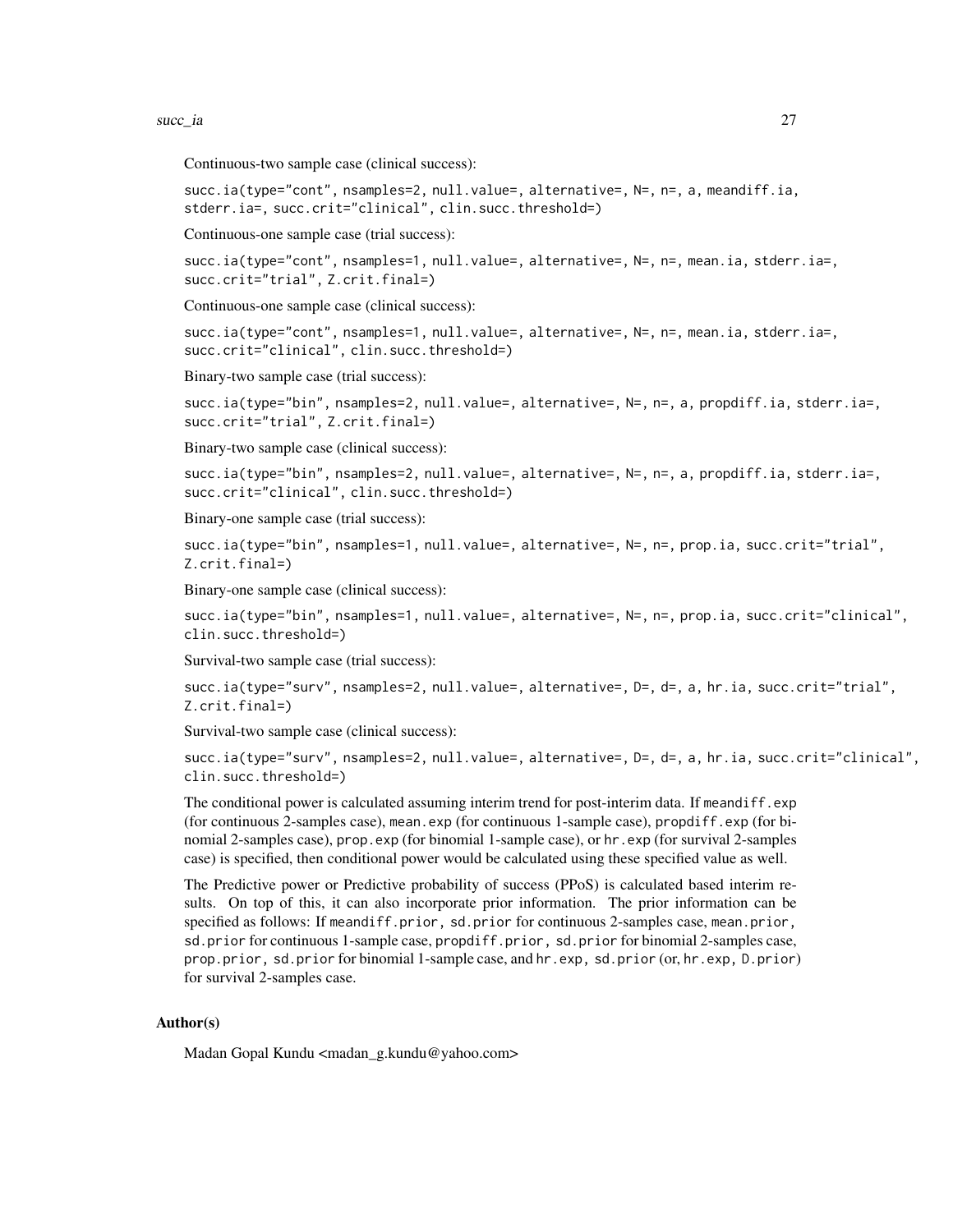Continuous-two sample case (clinical success):

```
succ.ia(type="cont", nsamples=2, null.value=, alternative=, N=, n=, a, meandiff.ia,
stderr.ia=, succ.crit="clinical", clin.succ.threshold=)
```

Continuous-one sample case (trial success):

```
succ.ia(type="cont", nsamples=1, null.value=, alternative=, N=, n=, mean.ia, stderr.ia=,
succ.crit="trial", Z.crit.final=)
```

Continuous-one sample case (clinical success):

```
succ.ia(type="cont", nsamples=1, null.value=, alternative=, N=, n=, mean.ia, stderr.ia=,
succ.crit="clinical", clin.succ.threshold=)
```

Binary-two sample case (trial success):

```
succ.ia(type="bin", nsamples=2, null.value=, alternative=, N=, n=, a, propdiff.ia, stderr.ia=,
succ.crit="trial", Z.crit.final=)
```

Binary-two sample case (clinical success):

```
succ.ia(type="bin", nsamples=2, null.value=, alternative=, N=, n=, a, propdiff.ia, stderr.ia=,
succ.crit="clinical", clin.succ.threshold=)
```

Binary-one sample case (trial success):

```
succ.ia(type="bin", nsamples=1, null.value=, alternative=, N=, n=, prop.ia, succ.crit="trial",
Z.crit.final=)
```

Binary-one sample case (clinical success):

```
succ.ia(type="bin", nsamples=1, null.value=, alternative=, N=, n=, prop.ia, succ.crit="clinical",
clin.succ.threshold=)
```

Survival-two sample case (trial success):

```
succ.ia(type="surv", nsamples=2, null.value=, alternative=, D=, d=, a, hr.ia, succ.crit="trial",
Z.crit.final=)
```

Survival-two sample case (clinical success):

```
succ.ia(type="surv", nsamples=2, null.value=, alternative=, D=, d=, a, hr.ia, succ.crit="clinical",
clin.succ.threshold=)
```

The conditional power is calculated assuming interim trend for post-interim data. If `meandiff.exp` (for continuous 2-samples case), `mean.exp` (for continuous 1-sample case), `propdiff.exp` (for binomial 2-samples case), `prop.exp` (for binomial 1-sample case), or `hr.exp` (for survival 2-samples case) is specified, then conditional power would be calculated using these specified value as well.

The Predictive power or Predictive probability of success (PPoS) is calculated based interim results. On top of this, it can also incorporate prior information. The prior information can be specified as follows: If `meandiff.prior, sd.prior` for continuous 2-samples case, `mean.prior, sd.prior` for continuous 1-sample case, `propdiff.prior, sd.prior` for binomial 2-samples case, `prop.prior, sd.prior` for binomial 1-sample case, and `hr.exp, sd.prior` (or, `hr.exp, D.prior`) for survival 2-samples case.

## Author(s)

Madan Gopal Kundu <madan_g.kundu@yahoo.com>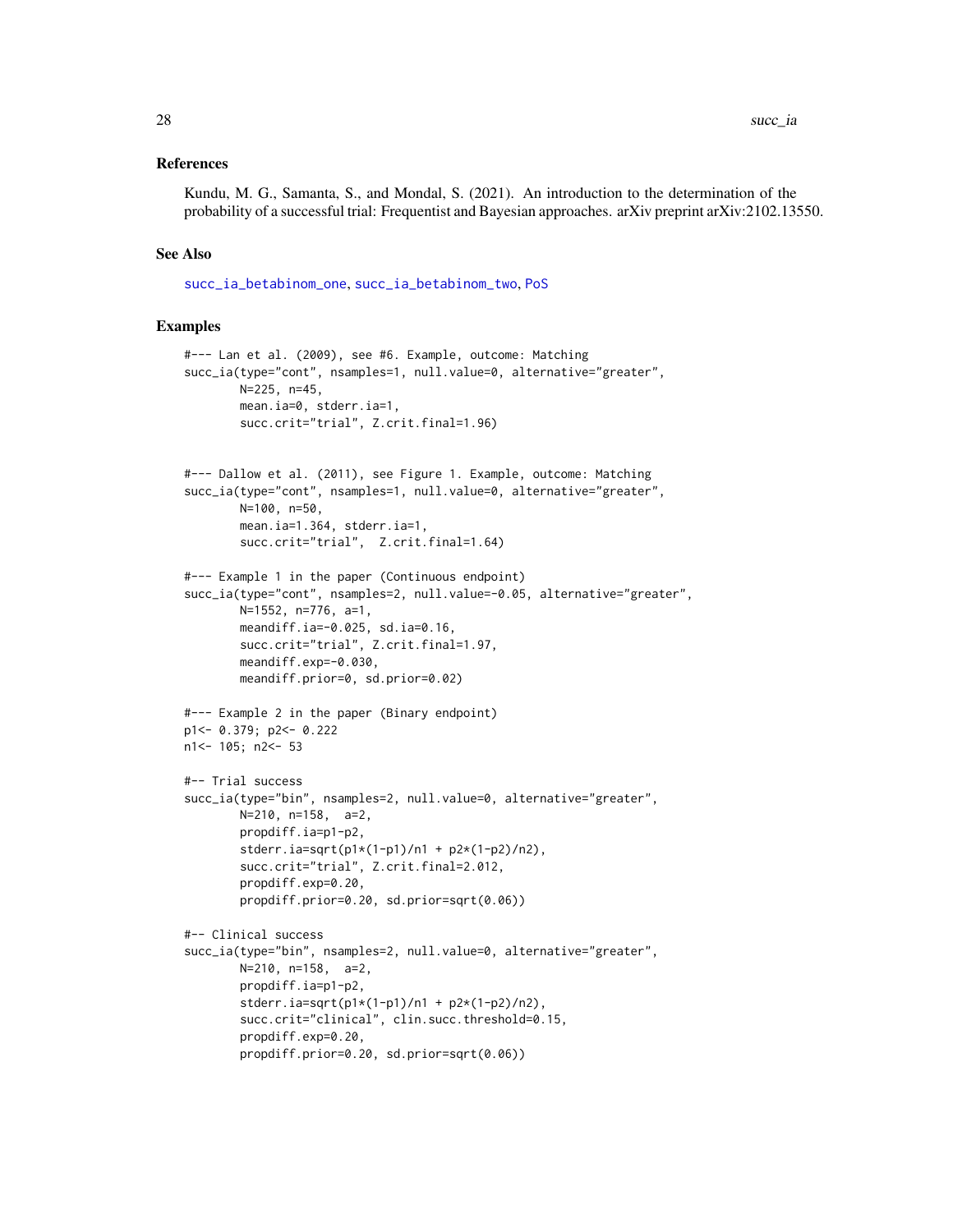### References

Kundu, M. G., Samanta, S., and Mondal, S. (2021). An introduction to the determination of the probability of a successful trial: Frequentist and Bayesian approaches. arXiv preprint arXiv:2102.13550.

### See Also

succ_ia_betabinom_one, succ_ia_betabinom_two, PoS

### Examples

```
#--- Lan et al. (2009), see #6. Example, outcome: Matching
succ_ia(type="cont", nsamples=1, null.value=0, alternative="greater",
        N=225, n=45,
        mean.ia=0, stderr.ia=1,
        succ.crit="trial", Z.crit.final=1.96)


#--- Dallow et al. (2011), see Figure 1. Example, outcome: Matching
succ_ia(type="cont", nsamples=1, null.value=0, alternative="greater",
        N=100, n=50,
        mean.ia=1.364, stderr.ia=1,
        succ.crit="trial",  Z.crit.final=1.64)

#--- Example 1 in the paper (Continuous endpoint)
succ_ia(type="cont", nsamples=2, null.value=-0.05, alternative="greater",
        N=1552, n=776, a=1,
        meandiff.ia=-0.025, sd.ia=0.16,
        succ.crit="trial", Z.crit.final=1.97,
        meandiff.exp=-0.030,
        meandiff.prior=0, sd.prior=0.02)

#--- Example 2 in the paper (Binary endpoint)
p1<- 0.379; p2<- 0.222
n1<- 105; n2<- 53

#-- Trial success
succ_ia(type="bin", nsamples=2, null.value=0, alternative="greater",
        N=210, n=158,  a=2,
        propdiff.ia=p1-p2,
        stderr.ia=sqrt(p1*(1-p1)/n1 + p2*(1-p2)/n2),
        succ.crit="trial", Z.crit.final=2.012,
        propdiff.exp=0.20,
        propdiff.prior=0.20, sd.prior=sqrt(0.06))

#-- Clinical success
succ_ia(type="bin", nsamples=2, null.value=0, alternative="greater",
        N=210, n=158,  a=2,
        propdiff.ia=p1-p2,
        stderr.ia=sqrt(p1*(1-p1)/n1 + p2*(1-p2)/n2),
        succ.crit="clinical", clin.succ.threshold=0.15,
        propdiff.exp=0.20,
        propdiff.prior=0.20, sd.prior=sqrt(0.06))
```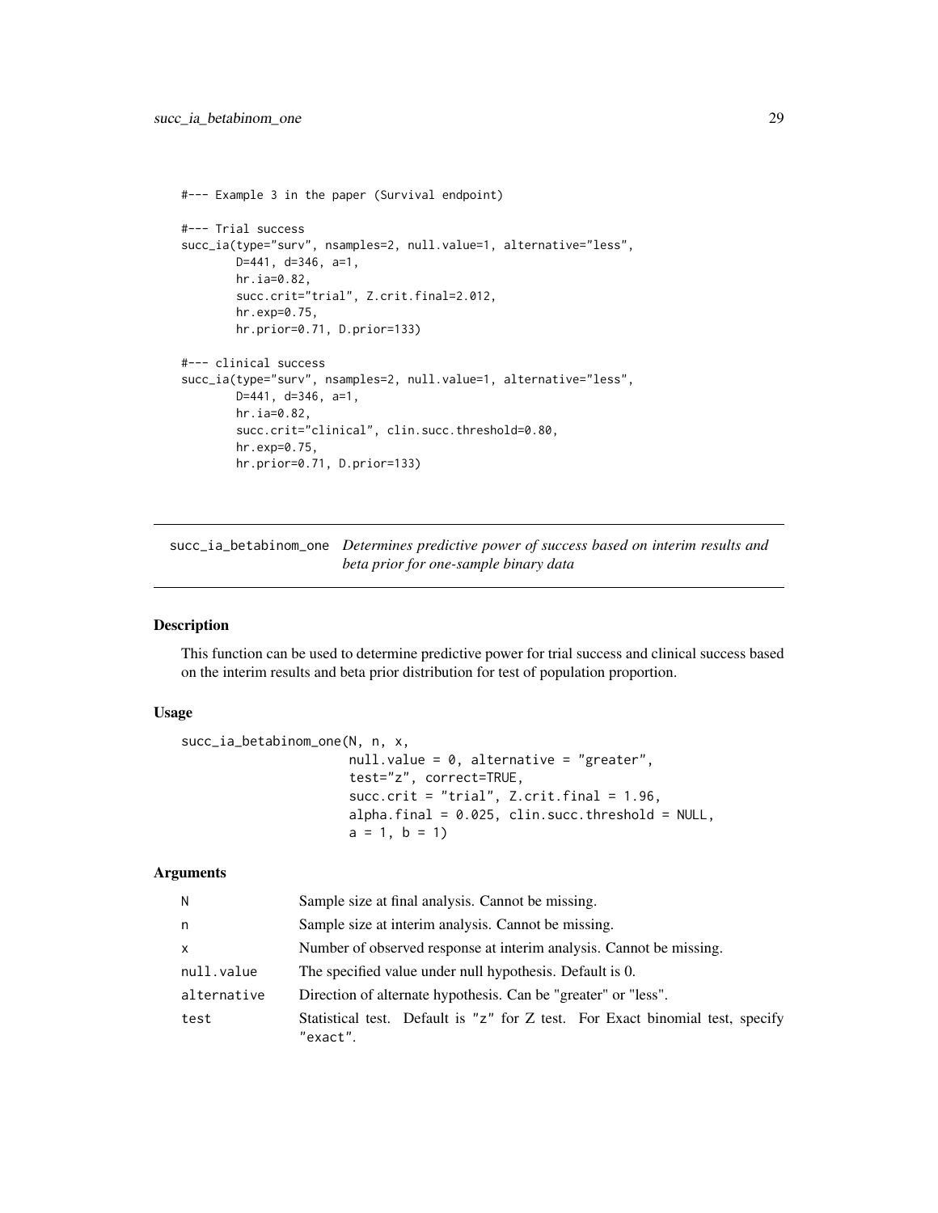```
#--- Example 3 in the paper (Survival endpoint)

#--- Trial success
succ_ia(type="surv", nsamples=2, null.value=1, alternative="less",
        D=441, d=346, a=1,
        hr.ia=0.82,
        succ.crit="trial", Z.crit.final=2.012,
        hr.exp=0.75,
        hr.prior=0.71, D.prior=133)

#--- clinical success
succ_ia(type="surv", nsamples=2, null.value=1, alternative="less",
        D=441, d=346, a=1,
        hr.ia=0.82,
        succ.crit="clinical", clin.succ.threshold=0.80,
        hr.exp=0.75,
        hr.prior=0.71, D.prior=133)
```

---

## succ_ia_betabinom_one    *Determines predictive power of success based on interim results and beta prior for one-sample binary data*

---

### Description

This function can be used to determine predictive power for trial success and clinical success based on the interim results and beta prior distribution for test of population proportion.

### Usage

```
succ_ia_betabinom_one(N, n, x,
                      null.value = 0, alternative = "greater",
                      test="z", correct=TRUE,
                      succ.crit = "trial", Z.crit.final = 1.96,
                      alpha.final = 0.025, clin.succ.threshold = NULL,
                      a = 1, b = 1)
```

### Arguments

| | |
|---|---|
| N | Sample size at final analysis. Cannot be missing. |
| n | Sample size at interim analysis. Cannot be missing. |
| x | Number of observed response at interim analysis. Cannot be missing. |
| null.value | The specified value under null hypothesis. Default is 0. |
| alternative | Direction of alternate hypothesis. Can be "greater" or "less". |
| test | Statistical test. Default is "z" for Z test. For Exact binomial test, specify "exact". |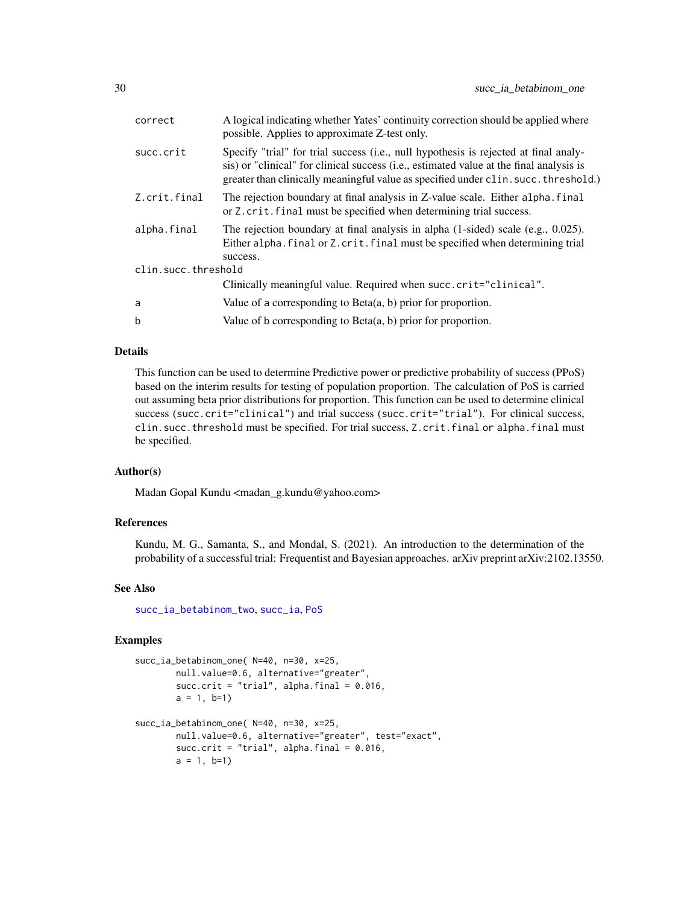| | |
|---|---|
| `correct` | A logical indicating whether Yates' continuity correction should be applied where possible. Applies to approximate Z-test only. |
| `succ.crit` | Specify "trial" for trial success (i.e., null hypothesis is rejected at final analysis) or "clinical" for clinical success (i.e., estimated value at the final analysis is greater than clinically meaningful value as specified under `clin.succ.threshold`.) |
| `Z.crit.final` | The rejection boundary at final analysis in Z-value scale. Either `alpha.final` or `Z.crit.final` must be specified when determining trial success. |
| `alpha.final` | The rejection boundary at final analysis in alpha (1-sided) scale (e.g., 0.025). Either `alpha.final` or `Z.crit.final` must be specified when determining trial success. |
| `clin.succ.threshold` | Clinically meaningful value. Required when `succ.crit="clinical"`. |
| `a` | Value of a corresponding to Beta(a, b) prior for proportion. |
| `b` | Value of b corresponding to Beta(a, b) prior for proportion. |

### Details

This function can be used to determine Predictive power or predictive probability of success (PPoS) based on the interim results for testing of population proportion. The calculation of PoS is carried out assuming beta prior distributions for proportion. This function can be used to determine clinical success (`succ.crit="clinical"`) and trial success (`succ.crit="trial"`). For clinical success, `clin.succ.threshold` must be specified. For trial success, `Z.crit.final` or `alpha.final` must be specified.

### Author(s)

Madan Gopal Kundu <madan_g.kundu@yahoo.com>

### References

Kundu, M. G., Samanta, S., and Mondal, S. (2021). An introduction to the determination of the probability of a successful trial: Frequentist and Bayesian approaches. arXiv preprint arXiv:2102.13550.

### See Also

succ_ia_betabinom_two, succ_ia, PoS

### Examples

```
succ_ia_betabinom_one( N=40, n=30, x=25,
        null.value=0.6, alternative="greater",
        succ.crit = "trial", alpha.final = 0.016,
        a = 1, b=1)

succ_ia_betabinom_one( N=40, n=30, x=25,
        null.value=0.6, alternative="greater", test="exact",
        succ.crit = "trial", alpha.final = 0.016,
        a = 1, b=1)
```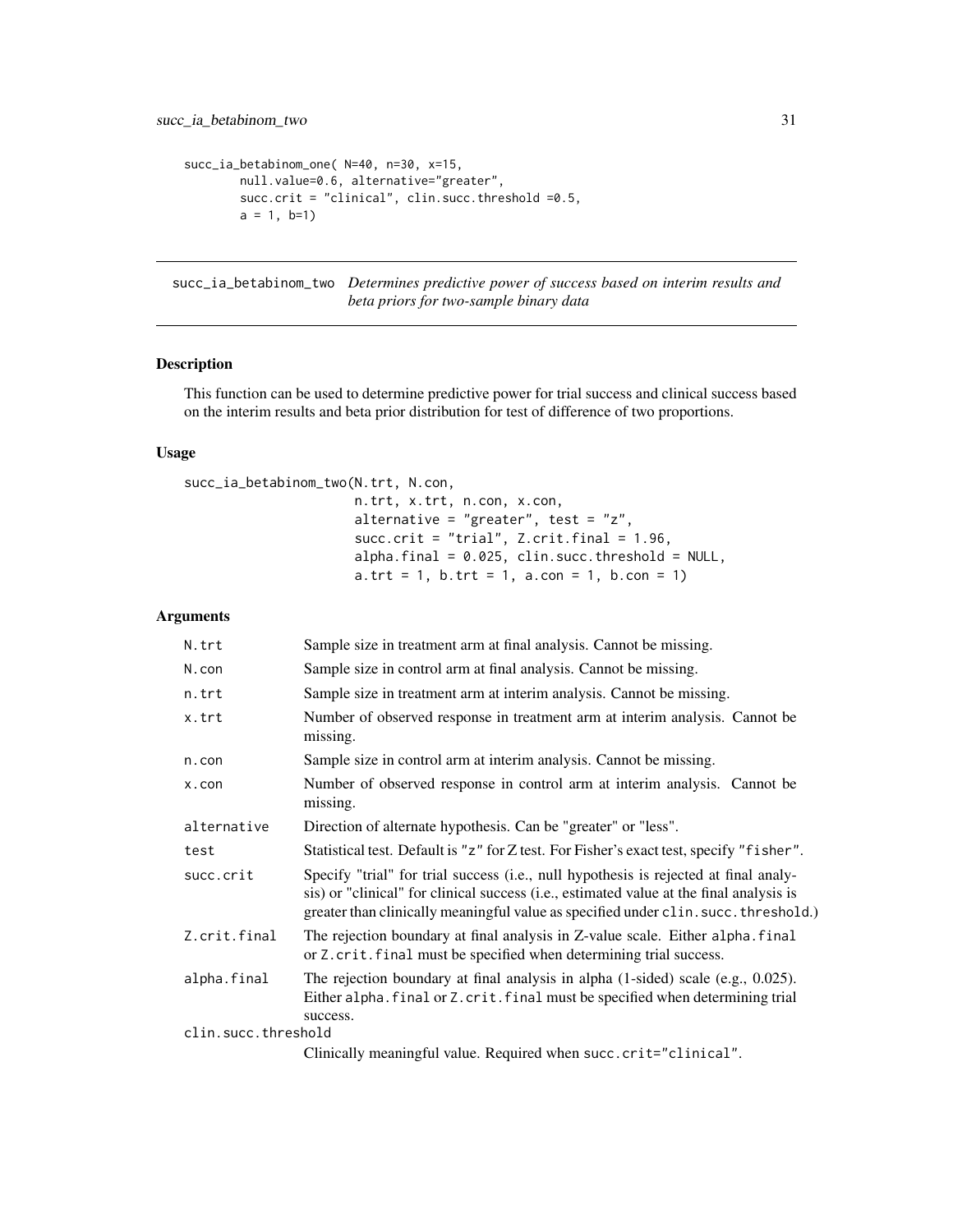```
succ_ia_betabinom_one( N=40, n=30, x=15,
        null.value=0.6, alternative="greater",
        succ.crit = "clinical", clin.succ.threshold =0.5,
        a = 1, b=1)
```

## succ_ia_betabinom_two *Determines predictive power of success based on interim results and beta priors for two-sample binary data*

### Description

This function can be used to determine predictive power for trial success and clinical success based on the interim results and beta prior distribution for test of difference of two proportions.

### Usage

```
succ_ia_betabinom_two(N.trt, N.con,
                      n.trt, x.trt, n.con, x.con,
                      alternative = "greater", test = "z",
                      succ.crit = "trial", Z.crit.final = 1.96,
                      alpha.final = 0.025, clin.succ.threshold = NULL,
                      a.trt = 1, b.trt = 1, a.con = 1, b.con = 1)
```

### Arguments

| | |
|---|---|
| `N.trt` | Sample size in treatment arm at final analysis. Cannot be missing. |
| `N.con` | Sample size in control arm at final analysis. Cannot be missing. |
| `n.trt` | Sample size in treatment arm at interim analysis. Cannot be missing. |
| `x.trt` | Number of observed response in treatment arm at interim analysis. Cannot be missing. |
| `n.con` | Sample size in control arm at interim analysis. Cannot be missing. |
| `x.con` | Number of observed response in control arm at interim analysis. Cannot be missing. |
| `alternative` | Direction of alternate hypothesis. Can be "greater" or "less". |
| `test` | Statistical test. Default is `"z"` for Z test. For Fisher's exact test, specify `"fisher"`. |
| `succ.crit` | Specify "trial" for trial success (i.e., null hypothesis is rejected at final analysis) or "clinical" for clinical success (i.e., estimated value at the final analysis is greater than clinically meaningful value as specified under `clin.succ.threshold`.) |
| `Z.crit.final` | The rejection boundary at final analysis in Z-value scale. Either `alpha.final` or `Z.crit.final` must be specified when determining trial success. |
| `alpha.final` | The rejection boundary at final analysis in alpha (1-sided) scale (e.g., 0.025). Either `alpha.final` or `Z.crit.final` must be specified when determining trial success. |
| `clin.succ.threshold` | Clinically meaningful value. Required when `succ.crit="clinical"`. |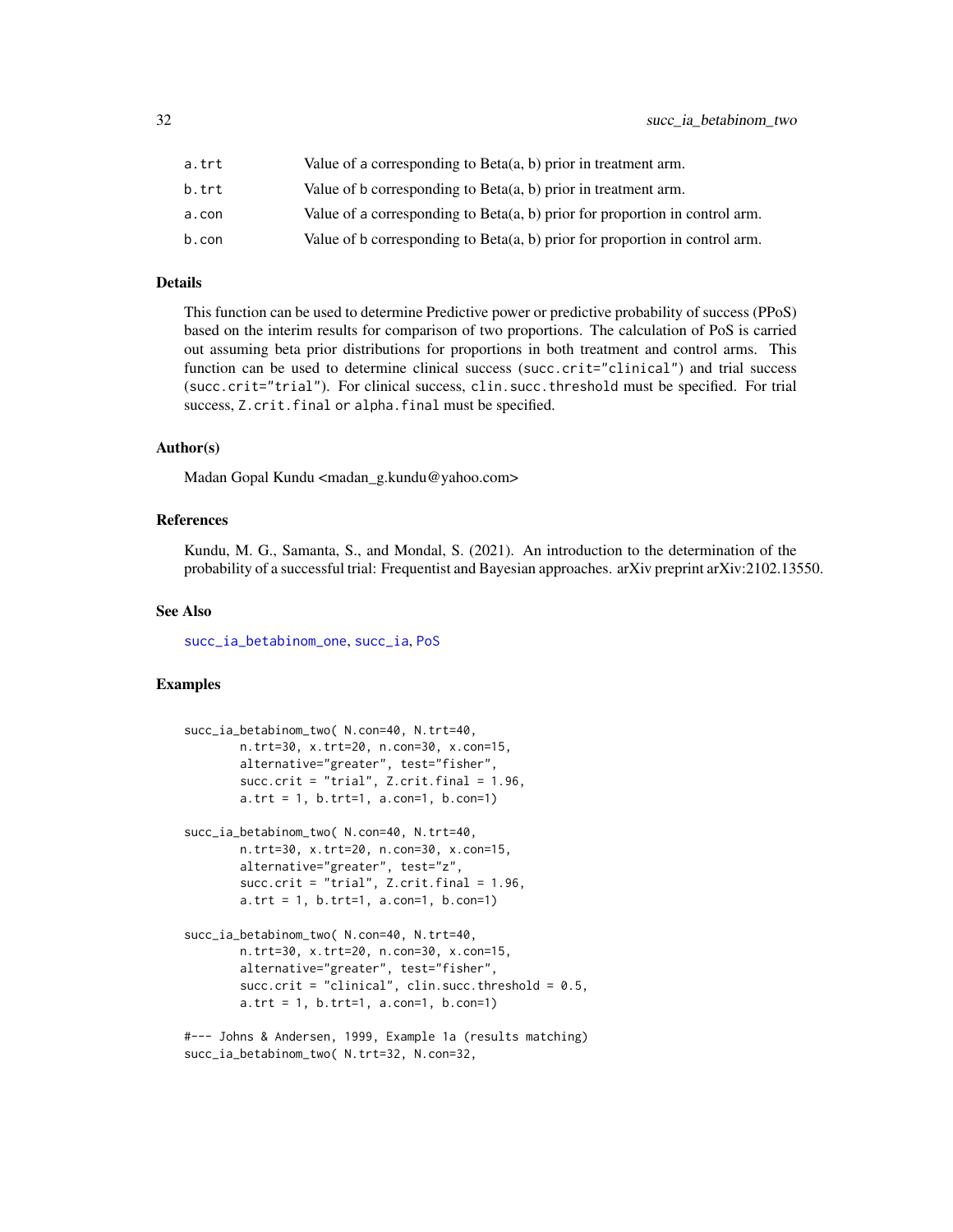| | |
|---|---|
| a.trt | Value of a corresponding to Beta(a, b) prior in treatment arm. |
| b.trt | Value of b corresponding to Beta(a, b) prior in treatment arm. |
| a.con | Value of a corresponding to Beta(a, b) prior for proportion in control arm. |
| b.con | Value of b corresponding to Beta(a, b) prior for proportion in control arm. |

### Details

This function can be used to determine Predictive power or predictive probability of success (PPoS) based on the interim results for comparison of two proportions. The calculation of PoS is carried out assuming beta prior distributions for proportions in both treatment and control arms. This function can be used to determine clinical success (`succ.crit="clinical"`) and trial success (`succ.crit="trial"`). For clinical success, `clin.succ.threshold` must be specified. For trial success, `Z.crit.final` or `alpha.final` must be specified.

### Author(s)

Madan Gopal Kundu <madan_g.kundu@yahoo.com>

### References

Kundu, M. G., Samanta, S., and Mondal, S. (2021). An introduction to the determination of the probability of a successful trial: Frequentist and Bayesian approaches. arXiv preprint arXiv:2102.13550.

### See Also

succ_ia_betabinom_one, succ_ia, PoS

### Examples

```
succ_ia_betabinom_two( N.con=40, N.trt=40,
        n.trt=30, x.trt=20, n.con=30, x.con=15,
        alternative="greater", test="fisher",
        succ.crit = "trial", Z.crit.final = 1.96,
        a.trt = 1, b.trt=1, a.con=1, b.con=1)

succ_ia_betabinom_two( N.con=40, N.trt=40,
        n.trt=30, x.trt=20, n.con=30, x.con=15,
        alternative="greater", test="z",
        succ.crit = "trial", Z.crit.final = 1.96,
        a.trt = 1, b.trt=1, a.con=1, b.con=1)

succ_ia_betabinom_two( N.con=40, N.trt=40,
        n.trt=30, x.trt=20, n.con=30, x.con=15,
        alternative="greater", test="fisher",
        succ.crit = "clinical", clin.succ.threshold = 0.5,
        a.trt = 1, b.trt=1, a.con=1, b.con=1)

#--- Johns & Andersen, 1999, Example 1a (results matching)
succ_ia_betabinom_two( N.trt=32, N.con=32,
```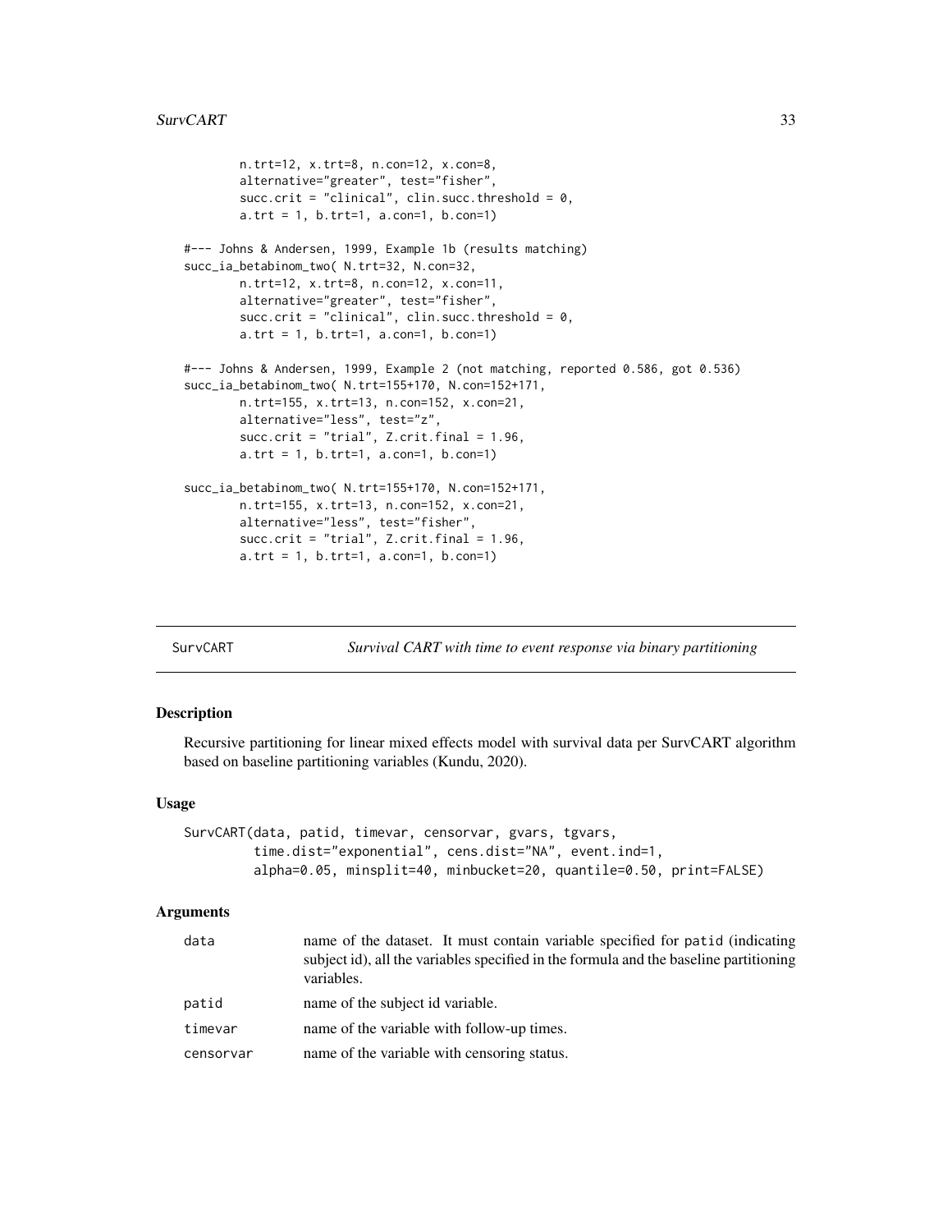```
        n.trt=12, x.trt=8, n.con=12, x.con=8,
        alternative="greater", test="fisher",
        succ.crit = "clinical", clin.succ.threshold = 0,
        a.trt = 1, b.trt=1, a.con=1, b.con=1)

#--- Johns & Andersen, 1999, Example 1b (results matching)
succ_ia_betabinom_two( N.trt=32, N.con=32,
        n.trt=12, x.trt=8, n.con=12, x.con=11,
        alternative="greater", test="fisher",
        succ.crit = "clinical", clin.succ.threshold = 0,
        a.trt = 1, b.trt=1, a.con=1, b.con=1)

#--- Johns & Andersen, 1999, Example 2 (not matching, reported 0.586, got 0.536)
succ_ia_betabinom_two( N.trt=155+170, N.con=152+171,
        n.trt=155, x.trt=13, n.con=152, x.con=21,
        alternative="less", test="z",
        succ.crit = "trial", Z.crit.final = 1.96,
        a.trt = 1, b.trt=1, a.con=1, b.con=1)

succ_ia_betabinom_two( N.trt=155+170, N.con=152+171,
        n.trt=155, x.trt=13, n.con=152, x.con=21,
        alternative="less", test="fisher",
        succ.crit = "trial", Z.crit.final = 1.96,
        a.trt = 1, b.trt=1, a.con=1, b.con=1)
```

## SurvCART — *Survival CART with time to event response via binary partitioning*

### Description

Recursive partitioning for linear mixed effects model with survival data per SurvCART algorithm based on baseline partitioning variables (Kundu, 2020).

### Usage

```
SurvCART(data, patid, timevar, censorvar, gvars, tgvars,
        time.dist="exponential", cens.dist="NA", event.ind=1,
        alpha=0.05, minsplit=40, minbucket=20, quantile=0.50, print=FALSE)
```

### Arguments

| | |
|---|---|
| data | name of the dataset. It must contain variable specified for patid (indicating subject id), all the variables specified in the formula and the baseline partitioning variables. |
| patid | name of the subject id variable. |
| timevar | name of the variable with follow-up times. |
| censorvar | name of the variable with censoring status. |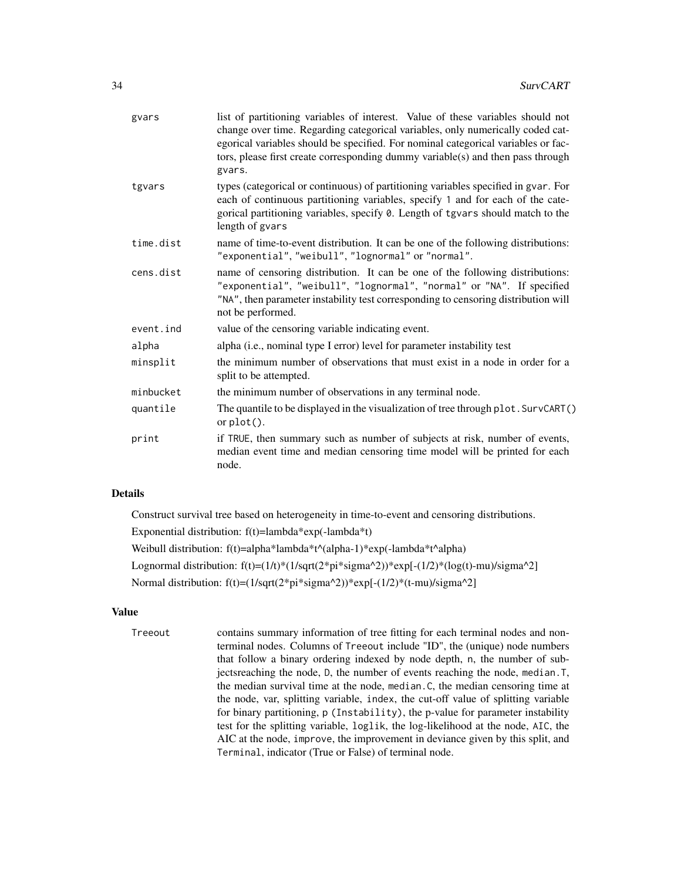| | |
|---|---|
| gvars | list of partitioning variables of interest. Value of these variables should not change over time. Regarding categorical variables, only numerically coded categorical variables should be specified. For nominal categorical variables or factors, please first create corresponding dummy variable(s) and then pass through gvars. |
| tgvars | types (categorical or continuous) of partitioning variables specified in gvar. For each of continuous partitioning variables, specify 1 and for each of the categorical partitioning variables, specify 0. Length of tgvars should match to the length of gvars |
| time.dist | name of time-to-event distribution. It can be one of the following distributions: "exponential", "weibull", "lognormal" or "normal". |
| cens.dist | name of censoring distribution. It can be one of the following distributions: "exponential", "weibull", "lognormal", "normal" or "NA". If specified "NA", then parameter instability test corresponding to censoring distribution will not be performed. |
| event.ind | value of the censoring variable indicating event. |
| alpha | alpha (i.e., nominal type I error) level for parameter instability test |
| minsplit | the minimum number of observations that must exist in a node in order for a split to be attempted. |
| minbucket | the minimum number of observations in any terminal node. |
| quantile | The quantile to be displayed in the visualization of tree through plot.SurvCART() or plot(). |
| print | if TRUE, then summary such as number of subjects at risk, number of events, median event time and median censoring time model will be printed for each node. |

## Details

Construct survival tree based on heterogeneity in time-to-event and censoring distributions.

Exponential distribution: f(t)=lambda*exp(-lambda*t)

Weibull distribution: f(t)=alpha*lambda*t^(alpha-1)*exp(-lambda*t^alpha)

Lognormal distribution: f(t)=(1/t)*(1/sqrt(2*pi*sigma^2))*exp[-(1/2)*(log(t)-mu)/sigma^2]

Normal distribution: f(t)=(1/sqrt(2*pi*sigma^2))*exp[-(1/2)*(t-mu)/sigma^2]

## Value

| | |
|---|---|
| Treeout | contains summary information of tree fitting for each terminal nodes and non-terminal nodes. Columns of Treeout include "ID", the (unique) node numbers that follow a binary ordering indexed by node depth, n, the number of subjectsreaching the node, D, the number of events reaching the node, median.T, the median survival time at the node, median.C, the median censoring time at the node, var, splitting variable, index, the cut-off value of splitting variable for binary partitioning, p (Instability), the p-value for parameter instability test for the splitting variable, loglik, the log-likelihood at the node, AIC, the AIC at the node, improve, the improvement in deviance given by this split, and Terminal, indicator (True or False) of terminal node. |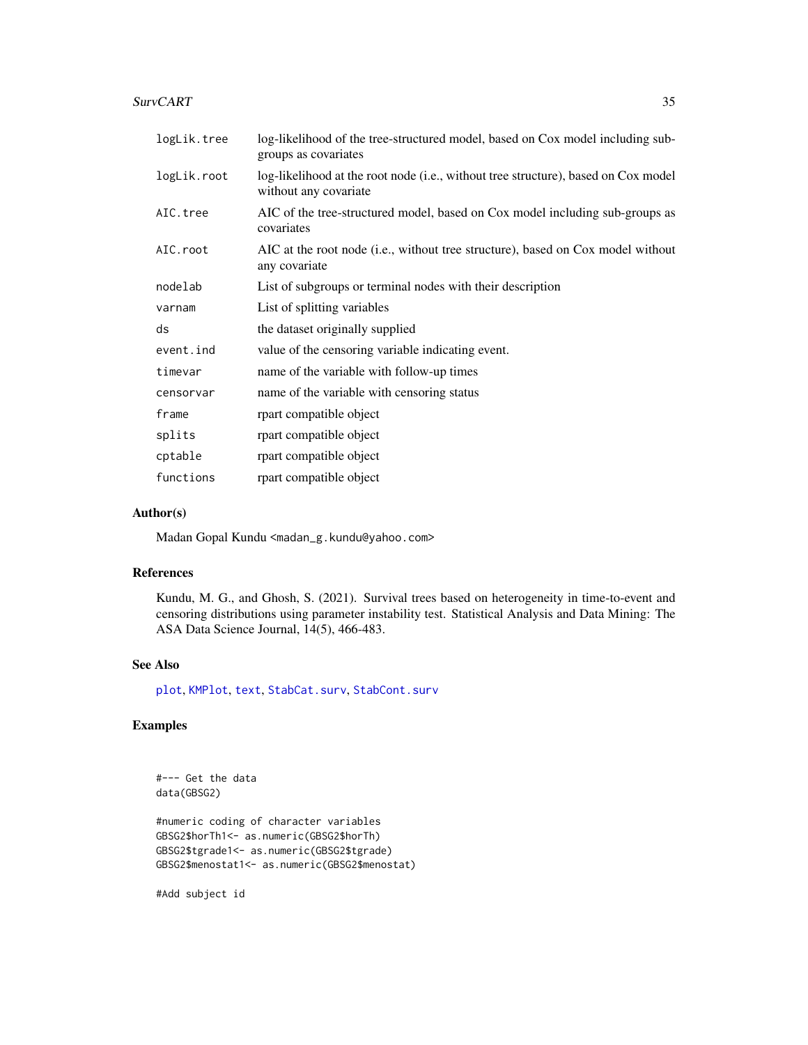| | |
|---|---|
| logLik.tree | log-likelihood of the tree-structured model, based on Cox model including sub-groups as covariates |
| logLik.root | log-likelihood at the root node (i.e., without tree structure), based on Cox model without any covariate |
| AIC.tree | AIC of the tree-structured model, based on Cox model including sub-groups as covariates |
| AIC.root | AIC at the root node (i.e., without tree structure), based on Cox model without any covariate |
| nodelab | List of subgroups or terminal nodes with their description |
| varnam | List of splitting variables |
| ds | the dataset originally supplied |
| event.ind | value of the censoring variable indicating event. |
| timevar | name of the variable with follow-up times |
| censorvar | name of the variable with censoring status |
| frame | rpart compatible object |
| splits | rpart compatible object |
| cptable | rpart compatible object |
| functions | rpart compatible object |

## Author(s)

Madan Gopal Kundu <madan_g.kundu@yahoo.com>

## References

Kundu, M. G., and Ghosh, S. (2021). Survival trees based on heterogeneity in time-to-event and censoring distributions using parameter instability test. Statistical Analysis and Data Mining: The ASA Data Science Journal, 14(5), 466-483.

## See Also

plot, KMPlot, text, StabCat.surv, StabCont.surv

## Examples

```
#--- Get the data
data(GBSG2)

#numeric coding of character variables
GBSG2$horTh1<- as.numeric(GBSG2$horTh)
GBSG2$tgrade1<- as.numeric(GBSG2$tgrade)
GBSG2$menostat1<- as.numeric(GBSG2$menostat)

#Add subject id
```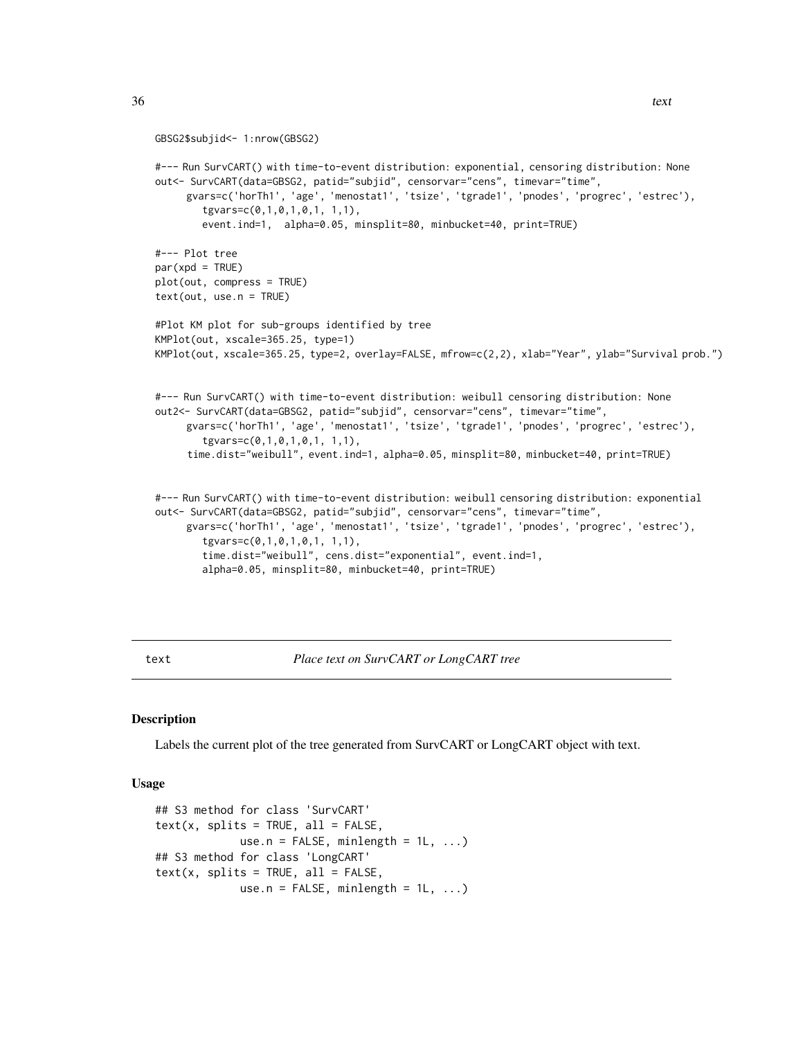```
GBSG2$subjid<- 1:nrow(GBSG2)

#--- Run SurvCART() with time-to-event distribution: exponential, censoring distribution: None
out<- SurvCART(data=GBSG2, patid="subjid", censorvar="cens", timevar="time",
     gvars=c('horTh1', 'age', 'menostat1', 'tsize', 'tgrade1', 'pnodes', 'progrec', 'estrec'),
        tgvars=c(0,1,0,1,0,1, 1,1),
        event.ind=1,  alpha=0.05, minsplit=80, minbucket=40, print=TRUE)

#--- Plot tree
par(xpd = TRUE)
plot(out, compress = TRUE)
text(out, use.n = TRUE)

#Plot KM plot for sub-groups identified by tree
KMPlot(out, xscale=365.25, type=1)
KMPlot(out, xscale=365.25, type=2, overlay=FALSE, mfrow=c(2,2), xlab="Year", ylab="Survival prob.")


#--- Run SurvCART() with time-to-event distribution: weibull censoring distribution: None
out2<- SurvCART(data=GBSG2, patid="subjid", censorvar="cens", timevar="time",
     gvars=c('horTh1', 'age', 'menostat1', 'tsize', 'tgrade1', 'pnodes', 'progrec', 'estrec'),
        tgvars=c(0,1,0,1,0,1, 1,1),
     time.dist="weibull", event.ind=1, alpha=0.05, minsplit=80, minbucket=40, print=TRUE)


#--- Run SurvCART() with time-to-event distribution: weibull censoring distribution: exponential
out<- SurvCART(data=GBSG2, patid="subjid", censorvar="cens", timevar="time",
     gvars=c('horTh1', 'age', 'menostat1', 'tsize', 'tgrade1', 'pnodes', 'progrec', 'estrec'),
        tgvars=c(0,1,0,1,0,1, 1,1),
        time.dist="weibull", cens.dist="exponential", event.ind=1,
        alpha=0.05, minsplit=80, minbucket=40, print=TRUE)
```

## text *Place text on SurvCART or LongCART tree*

### Description

Labels the current plot of the tree generated from SurvCART or LongCART object with text.

### Usage

```
## S3 method for class 'SurvCART'
text(x, splits = TRUE, all = FALSE,
            use.n = FALSE, minlength = 1L, ...)
## S3 method for class 'LongCART'
text(x, splits = TRUE, all = FALSE,
            use.n = FALSE, minlength = 1L, ...)
```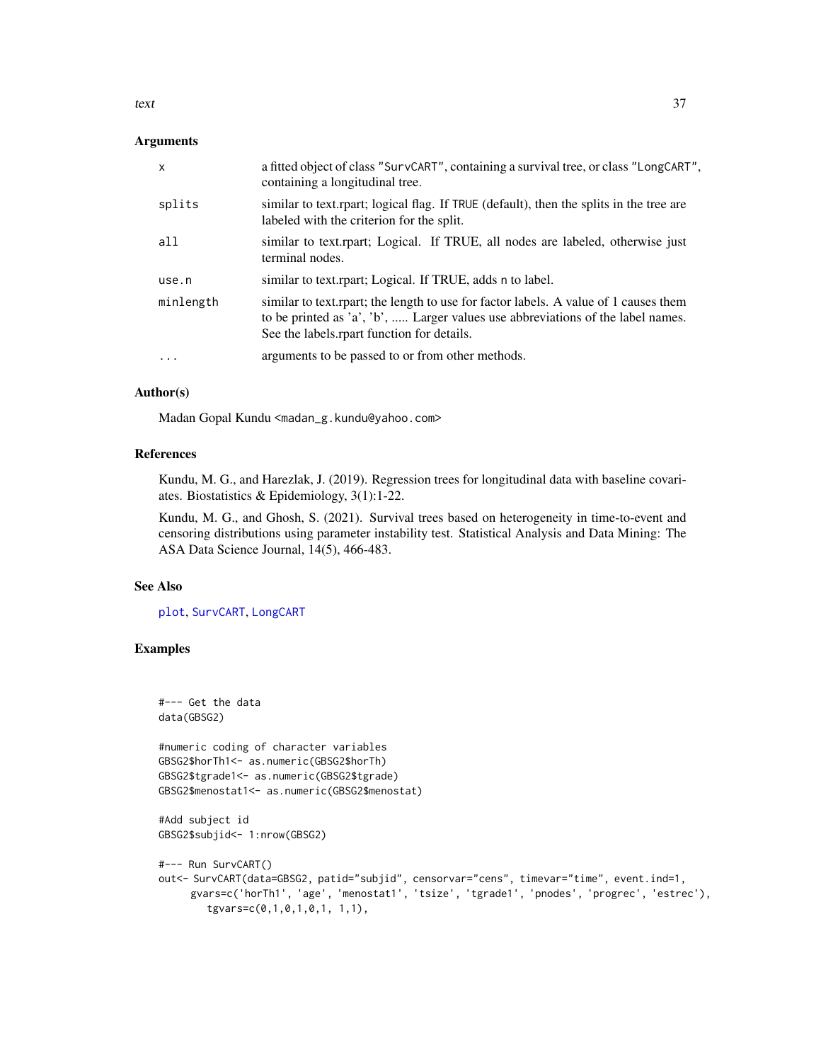## Arguments

| | |
|---|---|
| x | a fitted object of class "SurvCART", containing a survival tree, or class "LongCART", containing a longitudinal tree. |
| splits | similar to text.rpart; logical flag. If TRUE (default), then the splits in the tree are labeled with the criterion for the split. |
| all | similar to text.rpart; Logical. If TRUE, all nodes are labeled, otherwise just terminal nodes. |
| use.n | similar to text.rpart; Logical. If TRUE, adds n to label. |
| minlength | similar to text.rpart; the length to use for factor labels. A value of 1 causes them to be printed as 'a', 'b', ..... Larger values use abbreviations of the label names. See the labels.rpart function for details. |
| ... | arguments to be passed to or from other methods. |

## Author(s)

Madan Gopal Kundu <madan_g.kundu@yahoo.com>

## References

Kundu, M. G., and Harezlak, J. (2019). Regression trees for longitudinal data with baseline covariates. Biostatistics & Epidemiology, 3(1):1-22.

Kundu, M. G., and Ghosh, S. (2021). Survival trees based on heterogeneity in time-to-event and censoring distributions using parameter instability test. Statistical Analysis and Data Mining: The ASA Data Science Journal, 14(5), 466-483.

## See Also

plot, SurvCART, LongCART

## Examples

```
#--- Get the data
data(GBSG2)

#numeric coding of character variables
GBSG2$horTh1<- as.numeric(GBSG2$horTh)
GBSG2$tgrade1<- as.numeric(GBSG2$tgrade)
GBSG2$menostat1<- as.numeric(GBSG2$menostat)

#Add subject id
GBSG2$subjid<- 1:nrow(GBSG2)

#--- Run SurvCART()
out<- SurvCART(data=GBSG2, patid="subjid", censorvar="cens", timevar="time", event.ind=1,
      gvars=c('horTh1', 'age', 'menostat1', 'tsize', 'tgrade1', 'pnodes', 'progrec', 'estrec'),
        tgvars=c(0,1,0,1,0,1, 1,1),
```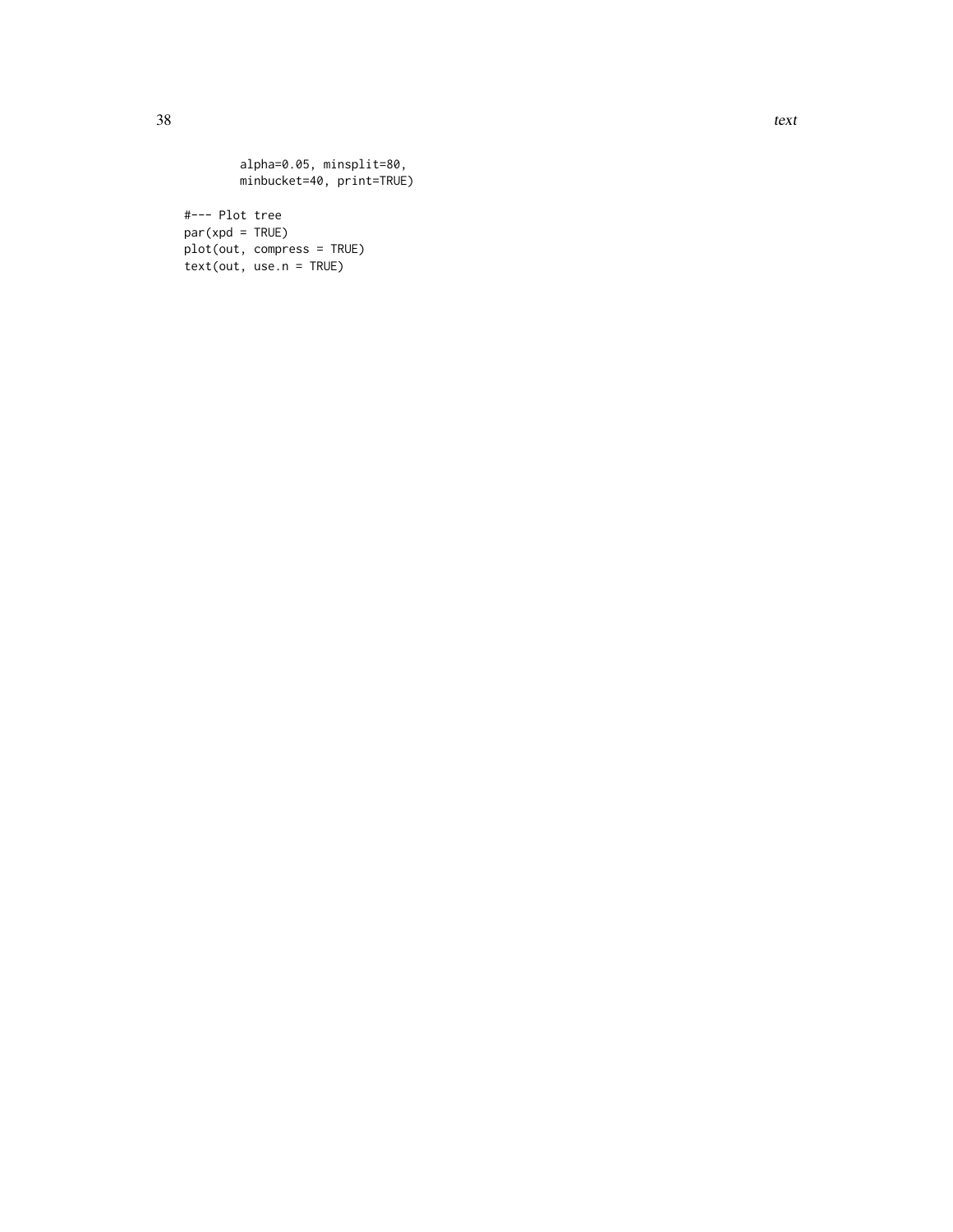```
        alpha=0.05, minsplit=80,
        minbucket=40, print=TRUE)

#--- Plot tree
par(xpd = TRUE)
plot(out, compress = TRUE)
text(out, use.n = TRUE)
```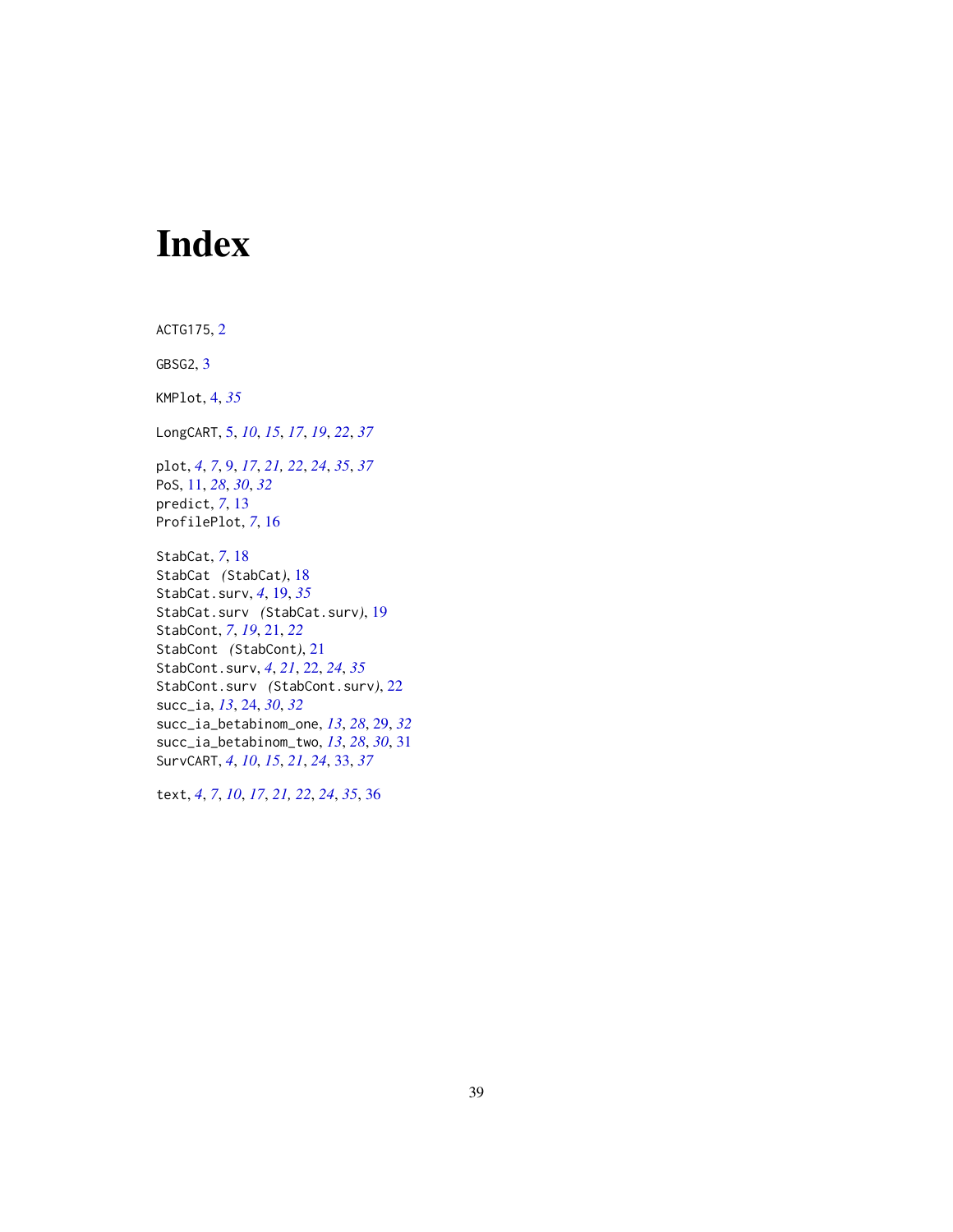# Index

ACTG175, 2

GBSG2, 3

KMPlot, 4, *35*

LongCART, 5, *10*, *15*, *17*, *19*, *22*, *37*

plot, *4*, *7*, 9, *17*, *21, 22*, *24*, *35*, *37*
PoS, 11, *28*, *30*, *32*
predict, *7*, 13
ProfilePlot, *7*, 16

StabCat, *7*, 18
StabCat (StabCat), 18
StabCat.surv, *4*, 19, *35*
StabCat.surv (StabCat.surv), 19
StabCont, *7*, *19*, 21, *22*
StabCont (StabCont), 21
StabCont.surv, *4*, *21*, 22, *24*, *35*
StabCont.surv (StabCont.surv), 22
succ_ia, *13*, 24, *30*, *32*
succ_ia_betabinom_one, *13*, *28*, 29, *32*
succ_ia_betabinom_two, *13*, *28*, *30*, 31
SurvCART, *4*, *10*, *15*, *21*, *24*, 33, *37*

text, *4*, *7*, *10*, *17*, *21, 22*, *24*, *35*, 36